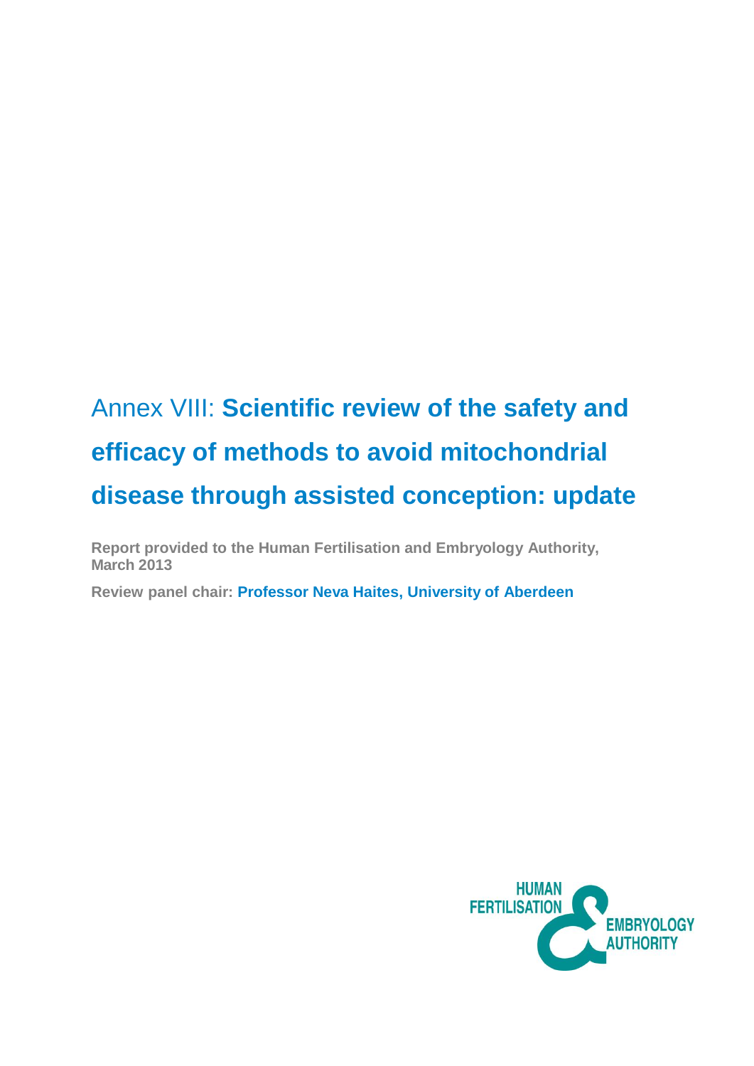# Annex VIII: **Scientific review of the safety and efficacy of methods to avoid mitochondrial disease through assisted conception: update**

**Report provided to the Human Fertilisation and Embryology Authority, March 2013**

**Review panel chair: Professor Neva Haites, University of Aberdeen**

HUMAN FERTILISATION & EMBRYOLOGY AUTHORITY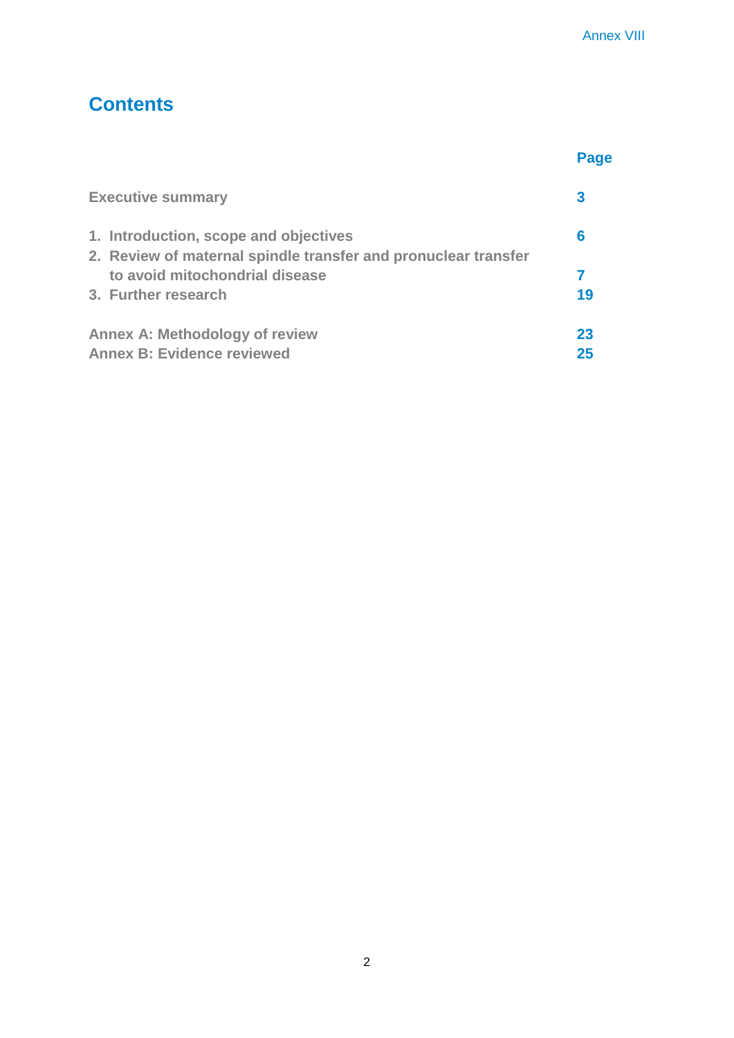# Contents

| | Page |
|---|---|
| Executive summary | 3 |
| 1. Introduction, scope and objectives | 6 |
| 2. Review of maternal spindle transfer and pronuclear transfer to avoid mitochondrial disease | 7 |
| 3. Further research | 19 |
| Annex A: Methodology of review | 23 |
| Annex B: Evidence reviewed | 25 |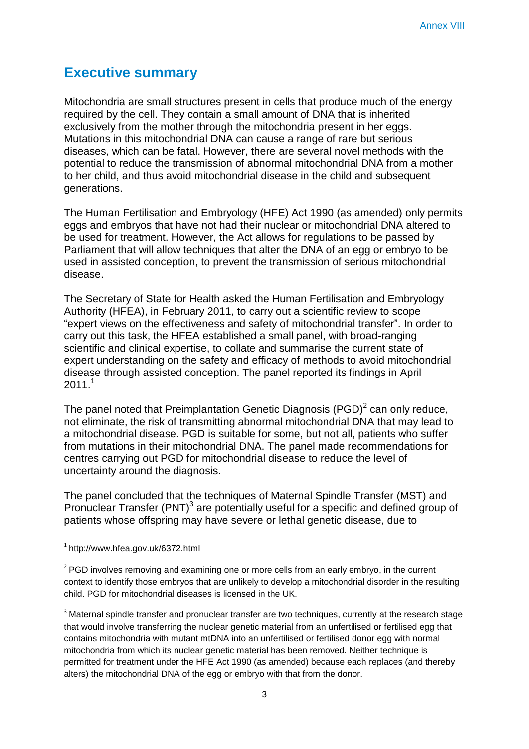## Executive summary

Mitochondria are small structures present in cells that produce much of the energy required by the cell. They contain a small amount of DNA that is inherited exclusively from the mother through the mitochondria present in her eggs. Mutations in this mitochondrial DNA can cause a range of rare but serious diseases, which can be fatal. However, there are several novel methods with the potential to reduce the transmission of abnormal mitochondrial DNA from a mother to her child, and thus avoid mitochondrial disease in the child and subsequent generations.

The Human Fertilisation and Embryology (HFE) Act 1990 (as amended) only permits eggs and embryos that have not had their nuclear or mitochondrial DNA altered to be used for treatment. However, the Act allows for regulations to be passed by Parliament that will allow techniques that alter the DNA of an egg or embryo to be used in assisted conception, to prevent the transmission of serious mitochondrial disease.

The Secretary of State for Health asked the Human Fertilisation and Embryology Authority (HFEA), in February 2011, to carry out a scientific review to scope "expert views on the effectiveness and safety of mitochondrial transfer". In order to carry out this task, the HFEA established a small panel, with broad-ranging scientific and clinical expertise, to collate and summarise the current state of expert understanding on the safety and efficacy of methods to avoid mitochondrial disease through assisted conception. The panel reported its findings in April 2011.[1]

The panel noted that Preimplantation Genetic Diagnosis (PGD)[2] can only reduce, not eliminate, the risk of transmitting abnormal mitochondrial DNA that may lead to a mitochondrial disease. PGD is suitable for some, but not all, patients who suffer from mutations in their mitochondrial DNA. The panel made recommendations for centres carrying out PGD for mitochondrial disease to reduce the level of uncertainty around the diagnosis.

The panel concluded that the techniques of Maternal Spindle Transfer (MST) and Pronuclear Transfer (PNT)[3] are potentially useful for a specific and defined group of patients whose offspring may have severe or lethal genetic disease, due to

---

[1] http://www.hfea.gov.uk/6372.html

[2] PGD involves removing and examining one or more cells from an early embryo, in the current context to identify those embryos that are unlikely to develop a mitochondrial disorder in the resulting child. PGD for mitochondrial diseases is licensed in the UK.

[3] Maternal spindle transfer and pronuclear transfer are two techniques, currently at the research stage that would involve transferring the nuclear genetic material from an unfertilised or fertilised egg that contains mitochondria with mutant mtDNA into an unfertilised or fertilised donor egg with normal mitochondria from which its nuclear genetic material has been removed. Neither technique is permitted for treatment under the HFE Act 1990 (as amended) because each replaces (and thereby alters) the mitochondrial DNA of the egg or embryo with that from the donor.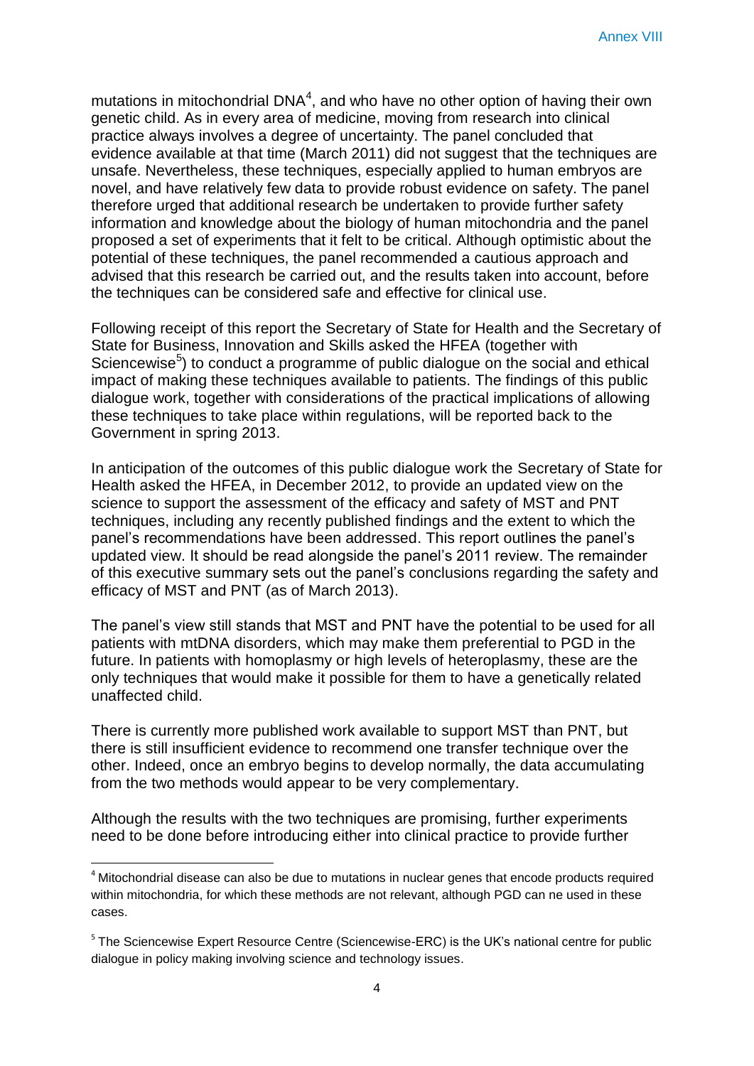mutations in mitochondrial DNA[4], and who have no other option of having their own genetic child. As in every area of medicine, moving from research into clinical practice always involves a degree of uncertainty. The panel concluded that evidence available at that time (March 2011) did not suggest that the techniques are unsafe. Nevertheless, these techniques, especially applied to human embryos are novel, and have relatively few data to provide robust evidence on safety. The panel therefore urged that additional research be undertaken to provide further safety information and knowledge about the biology of human mitochondria and the panel proposed a set of experiments that it felt to be critical. Although optimistic about the potential of these techniques, the panel recommended a cautious approach and advised that this research be carried out, and the results taken into account, before the techniques can be considered safe and effective for clinical use.

Following receipt of this report the Secretary of State for Health and the Secretary of State for Business, Innovation and Skills asked the HFEA (together with Sciencewise[5]) to conduct a programme of public dialogue on the social and ethical impact of making these techniques available to patients. The findings of this public dialogue work, together with considerations of the practical implications of allowing these techniques to take place within regulations, will be reported back to the Government in spring 2013.

In anticipation of the outcomes of this public dialogue work the Secretary of State for Health asked the HFEA, in December 2012, to provide an updated view on the science to support the assessment of the efficacy and safety of MST and PNT techniques, including any recently published findings and the extent to which the panel's recommendations have been addressed. This report outlines the panel's updated view. It should be read alongside the panel's 2011 review. The remainder of this executive summary sets out the panel's conclusions regarding the safety and efficacy of MST and PNT (as of March 2013).

The panel's view still stands that MST and PNT have the potential to be used for all patients with mtDNA disorders, which may make them preferential to PGD in the future. In patients with homoplasmy or high levels of heteroplasmy, these are the only techniques that would make it possible for them to have a genetically related unaffected child.

There is currently more published work available to support MST than PNT, but there is still insufficient evidence to recommend one transfer technique over the other. Indeed, once an embryo begins to develop normally, the data accumulating from the two methods would appear to be very complementary.

Although the results with the two techniques are promising, further experiments need to be done before introducing either into clinical practice to provide further

[4] Mitochondrial disease can also be due to mutations in nuclear genes that encode products required within mitochondria, for which these methods are not relevant, although PGD can ne used in these cases.

[5] The Sciencewise Expert Resource Centre (Sciencewise-ERC) is the UK's national centre for public dialogue in policy making involving science and technology issues.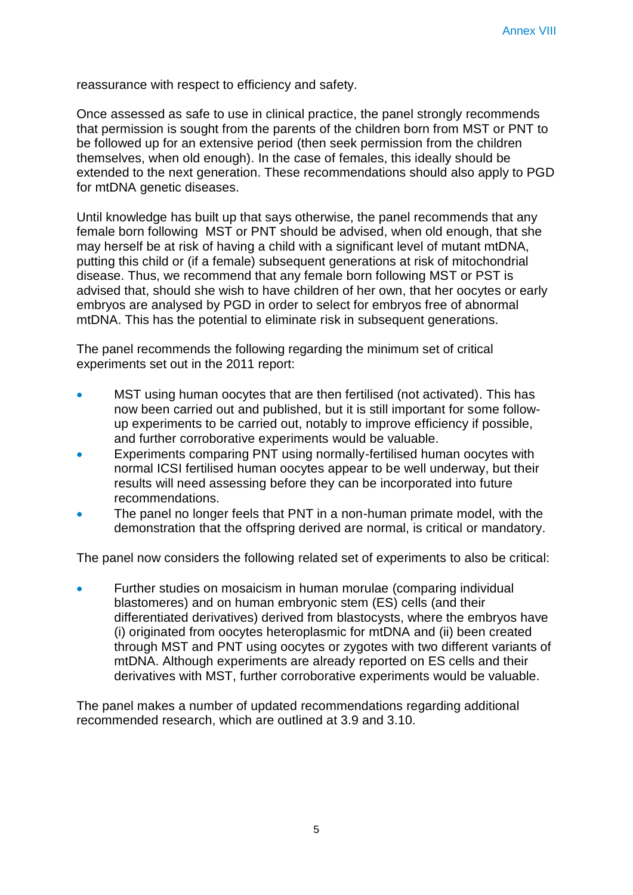reassurance with respect to efficiency and safety.

Once assessed as safe to use in clinical practice, the panel strongly recommends that permission is sought from the parents of the children born from MST or PNT to be followed up for an extensive period (then seek permission from the children themselves, when old enough). In the case of females, this ideally should be extended to the next generation. These recommendations should also apply to PGD for mtDNA genetic diseases.

Until knowledge has built up that says otherwise, the panel recommends that any female born following MST or PNT should be advised, when old enough, that she may herself be at risk of having a child with a significant level of mutant mtDNA, putting this child or (if a female) subsequent generations at risk of mitochondrial disease. Thus, we recommend that any female born following MST or PST is advised that, should she wish to have children of her own, that her oocytes or early embryos are analysed by PGD in order to select for embryos free of abnormal mtDNA. This has the potential to eliminate risk in subsequent generations.

The panel recommends the following regarding the minimum set of critical experiments set out in the 2011 report:

- MST using human oocytes that are then fertilised (not activated). This has now been carried out and published, but it is still important for some follow-up experiments to be carried out, notably to improve efficiency if possible, and further corroborative experiments would be valuable.
- Experiments comparing PNT using normally-fertilised human oocytes with normal ICSI fertilised human oocytes appear to be well underway, but their results will need assessing before they can be incorporated into future recommendations.
- The panel no longer feels that PNT in a non-human primate model, with the demonstration that the offspring derived are normal, is critical or mandatory.

The panel now considers the following related set of experiments to also be critical:

- Further studies on mosaicism in human morulae (comparing individual blastomeres) and on human embryonic stem (ES) cells (and their differentiated derivatives) derived from blastocysts, where the embryos have (i) originated from oocytes heteroplasmic for mtDNA and (ii) been created through MST and PNT using oocytes or zygotes with two different variants of mtDNA. Although experiments are already reported on ES cells and their derivatives with MST, further corroborative experiments would be valuable.

The panel makes a number of updated recommendations regarding additional recommended research, which are outlined at 3.9 and 3.10.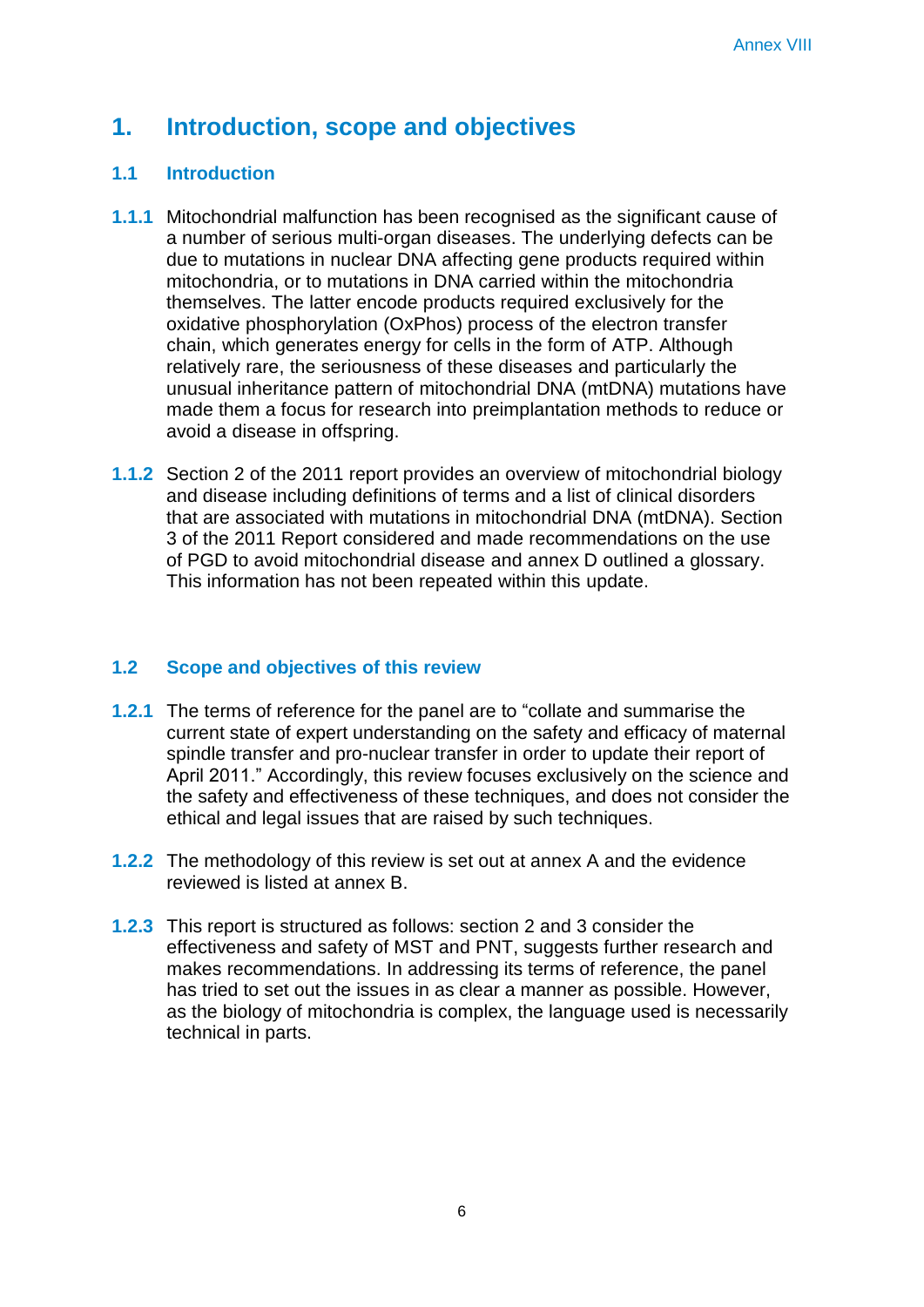# 1. Introduction, scope and objectives

## 1.1 Introduction

**1.1.1** Mitochondrial malfunction has been recognised as the significant cause of a number of serious multi-organ diseases. The underlying defects can be due to mutations in nuclear DNA affecting gene products required within mitochondria, or to mutations in DNA carried within the mitochondria themselves. The latter encode products required exclusively for the oxidative phosphorylation (OxPhos) process of the electron transfer chain, which generates energy for cells in the form of ATP. Although relatively rare, the seriousness of these diseases and particularly the unusual inheritance pattern of mitochondrial DNA (mtDNA) mutations have made them a focus for research into preimplantation methods to reduce or avoid a disease in offspring.

**1.1.2** Section 2 of the 2011 report provides an overview of mitochondrial biology and disease including definitions of terms and a list of clinical disorders that are associated with mutations in mitochondrial DNA (mtDNA). Section 3 of the 2011 Report considered and made recommendations on the use of PGD to avoid mitochondrial disease and annex D outlined a glossary. This information has not been repeated within this update.

## 1.2 Scope and objectives of this review

**1.2.1** The terms of reference for the panel are to "collate and summarise the current state of expert understanding on the safety and efficacy of maternal spindle transfer and pro-nuclear transfer in order to update their report of April 2011." Accordingly, this review focuses exclusively on the science and the safety and effectiveness of these techniques, and does not consider the ethical and legal issues that are raised by such techniques.

**1.2.2** The methodology of this review is set out at annex A and the evidence reviewed is listed at annex B.

**1.2.3** This report is structured as follows: section 2 and 3 consider the effectiveness and safety of MST and PNT, suggests further research and makes recommendations. In addressing its terms of reference, the panel has tried to set out the issues in as clear a manner as possible. However, as the biology of mitochondria is complex, the language used is necessarily technical in parts.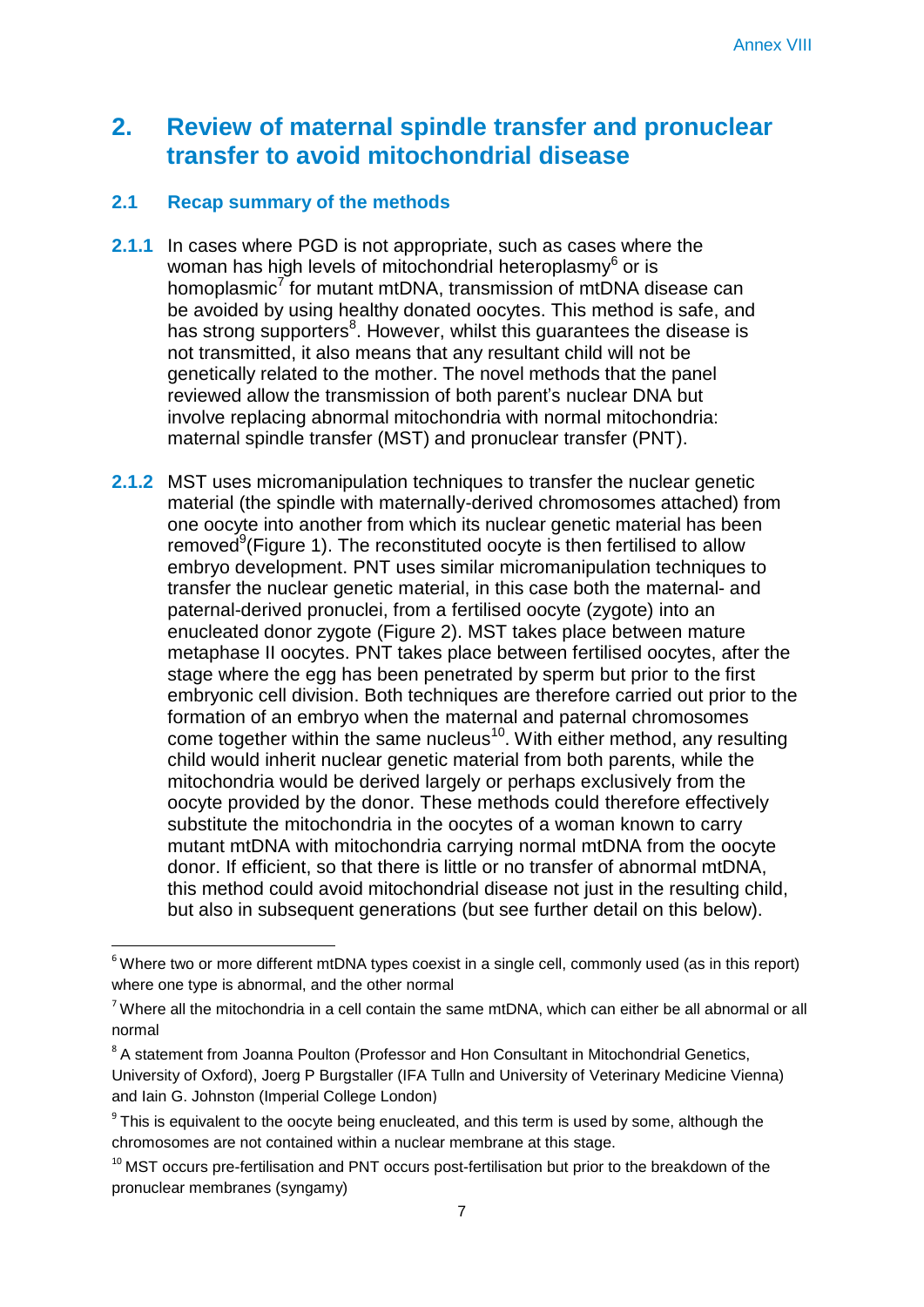## 2. Review of maternal spindle transfer and pronuclear transfer to avoid mitochondrial disease

### 2.1 Recap summary of the methods

**2.1.1** In cases where PGD is not appropriate, such as cases where the woman has high levels of mitochondrial heteroplasmy[6] or is homoplasmic[7] for mutant mtDNA, transmission of mtDNA disease can be avoided by using healthy donated oocytes. This method is safe, and has strong supporters[8]. However, whilst this guarantees the disease is not transmitted, it also means that any resultant child will not be genetically related to the mother. The novel methods that the panel reviewed allow the transmission of both parent's nuclear DNA but involve replacing abnormal mitochondria with normal mitochondria: maternal spindle transfer (MST) and pronuclear transfer (PNT).

**2.1.2** MST uses micromanipulation techniques to transfer the nuclear genetic material (the spindle with maternally-derived chromosomes attached) from one oocyte into another from which its nuclear genetic material has been removed[9](Figure 1). The reconstituted oocyte is then fertilised to allow embryo development. PNT uses similar micromanipulation techniques to transfer the nuclear genetic material, in this case both the maternal- and paternal-derived pronuclei, from a fertilised oocyte (zygote) into an enucleated donor zygote (Figure 2). MST takes place between mature metaphase II oocytes. PNT takes place between fertilised oocytes, after the stage where the egg has been penetrated by sperm but prior to the first embryonic cell division. Both techniques are therefore carried out prior to the formation of an embryo when the maternal and paternal chromosomes come together within the same nucleus[10]. With either method, any resulting child would inherit nuclear genetic material from both parents, while the mitochondria would be derived largely or perhaps exclusively from the oocyte provided by the donor. These methods could therefore effectively substitute the mitochondria in the oocytes of a woman known to carry mutant mtDNA with mitochondria carrying normal mtDNA from the oocyte donor. If efficient, so that there is little or no transfer of abnormal mtDNA, this method could avoid mitochondrial disease not just in the resulting child, but also in subsequent generations (but see further detail on this below).

---

[6] Where two or more different mtDNA types coexist in a single cell, commonly used (as in this report) where one type is abnormal, and the other normal

[7] Where all the mitochondria in a cell contain the same mtDNA, which can either be all abnormal or all normal

[8] A statement from Joanna Poulton (Professor and Hon Consultant in Mitochondrial Genetics, University of Oxford), Joerg P Burgstaller (IFA Tulln and University of Veterinary Medicine Vienna) and Iain G. Johnston (Imperial College London)

[9] This is equivalent to the oocyte being enucleated, and this term is used by some, although the chromosomes are not contained within a nuclear membrane at this stage.

[10] MST occurs pre-fertilisation and PNT occurs post-fertilisation but prior to the breakdown of the pronuclear membranes (syngamy)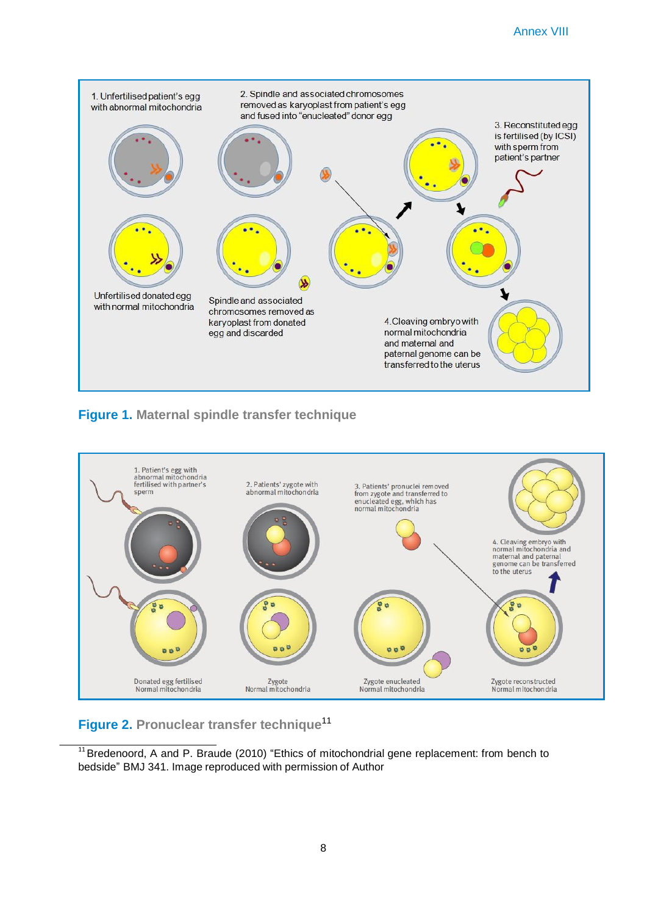1. Unfertilised patient's egg with abnormal mitochondria

2. Spindle and associated chromosomes removed as karyoplast from patient's egg and fused into "enucleated" donor egg

3. Reconstituted egg is fertilised (by ICSI) with sperm from patient's partner

Unfertilised donated egg with normal mitochondria

Spindle and associated chromosomes removed as karyoplast from donated egg and discarded

4. Cleaving embryo with normal mitochondria and maternal and paternal genome can be transferred to the uterus

**Figure 1.** Maternal spindle transfer technique

1. Patient's egg with abnormal mitochondria fertilised with partner's sperm

2. Patients' zygote with abnormal mitochondria

3. Patients' pronuclei removed from zygote and transferred to enucleated egg, which has normal mitochondria

4. Cleaving embryo with normal mitochondria and maternal and paternal genome can be transferred to the uterus

Donated egg fertilised
Normal mitochondria

Zygote
Normal mitochondria

Zygote enucleated
Normal mitochondria

Zygote reconstructed
Normal mitochondria

**Figure 2.** Pronuclear transfer technique[11]

[11] Bredenoord, A and P. Braude (2010) "Ethics of mitochondrial gene replacement: from bench to bedside" BMJ 341. Image reproduced with permission of Author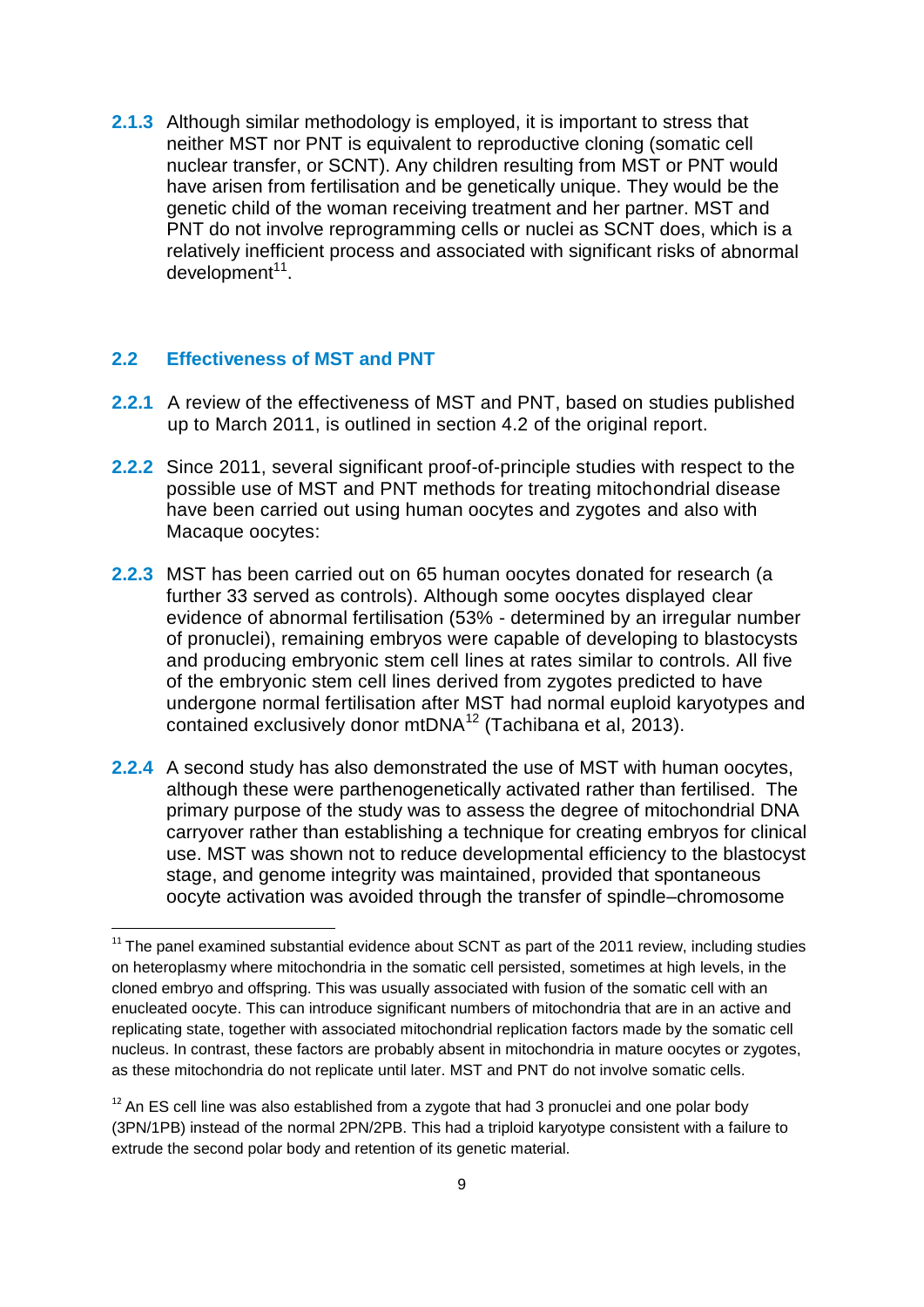**2.1.3** Although similar methodology is employed, it is important to stress that neither MST nor PNT is equivalent to reproductive cloning (somatic cell nuclear transfer, or SCNT). Any children resulting from MST or PNT would have arisen from fertilisation and be genetically unique. They would be the genetic child of the woman receiving treatment and her partner. MST and PNT do not involve reprogramming cells or nuclei as SCNT does, which is a relatively inefficient process and associated with significant risks of abnormal development[11].

## 2.2 Effectiveness of MST and PNT

**2.2.1** A review of the effectiveness of MST and PNT, based on studies published up to March 2011, is outlined in section 4.2 of the original report.

**2.2.2** Since 2011, several significant proof-of-principle studies with respect to the possible use of MST and PNT methods for treating mitochondrial disease have been carried out using human oocytes and zygotes and also with Macaque oocytes:

**2.2.3** MST has been carried out on 65 human oocytes donated for research (a further 33 served as controls). Although some oocytes displayed clear evidence of abnormal fertilisation (53% - determined by an irregular number of pronuclei), remaining embryos were capable of developing to blastocysts and producing embryonic stem cell lines at rates similar to controls. All five of the embryonic stem cell lines derived from zygotes predicted to have undergone normal fertilisation after MST had normal euploid karyotypes and contained exclusively donor mtDNA[12] (Tachibana et al, 2013).

**2.2.4** A second study has also demonstrated the use of MST with human oocytes, although these were parthenogenetically activated rather than fertilised. The primary purpose of the study was to assess the degree of mitochondrial DNA carryover rather than establishing a technique for creating embryos for clinical use. MST was shown not to reduce developmental efficiency to the blastocyst stage, and genome integrity was maintained, provided that spontaneous oocyte activation was avoided through the transfer of spindle–chromosome

---

[11] The panel examined substantial evidence about SCNT as part of the 2011 review, including studies on heteroplasmy where mitochondria in the somatic cell persisted, sometimes at high levels, in the cloned embryo and offspring. This was usually associated with fusion of the somatic cell with an enucleated oocyte. This can introduce significant numbers of mitochondria that are in an active and replicating state, together with associated mitochondrial replication factors made by the somatic cell nucleus. In contrast, these factors are probably absent in mitochondria in mature oocytes or zygotes, as these mitochondria do not replicate until later. MST and PNT do not involve somatic cells.

[12] An ES cell line was also established from a zygote that had 3 pronuclei and one polar body (3PN/1PB) instead of the normal 2PN/2PB. This had a triploid karyotype consistent with a failure to extrude the second polar body and retention of its genetic material.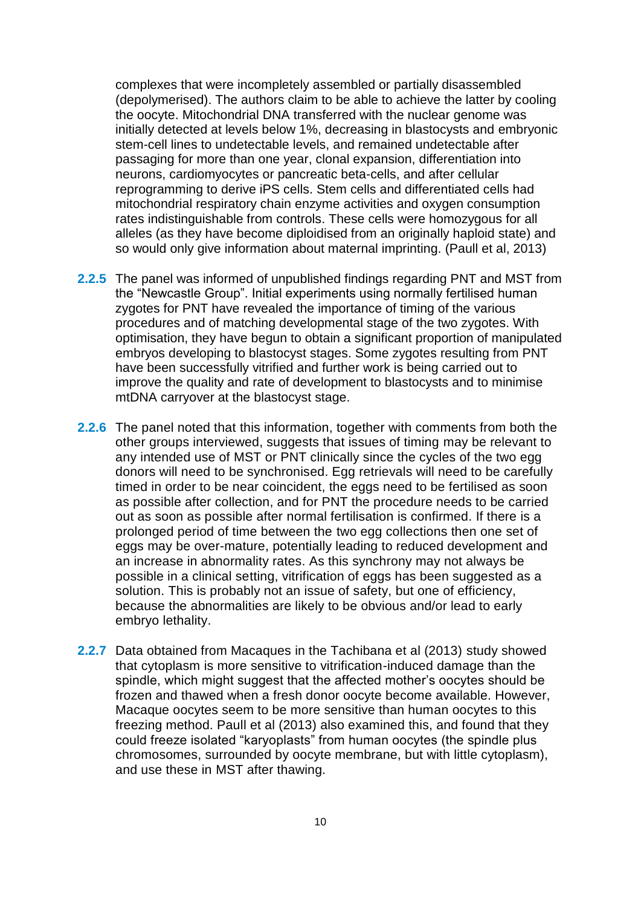complexes that were incompletely assembled or partially disassembled (depolymerised). The authors claim to be able to achieve the latter by cooling the oocyte. Mitochondrial DNA transferred with the nuclear genome was initially detected at levels below 1%, decreasing in blastocysts and embryonic stem-cell lines to undetectable levels, and remained undetectable after passaging for more than one year, clonal expansion, differentiation into neurons, cardiomyocytes or pancreatic beta-cells, and after cellular reprogramming to derive iPS cells. Stem cells and differentiated cells had mitochondrial respiratory chain enzyme activities and oxygen consumption rates indistinguishable from controls. These cells were homozygous for all alleles (as they have become diploidised from an originally haploid state) and so would only give information about maternal imprinting. (Paull et al, 2013)

**2.2.5** The panel was informed of unpublished findings regarding PNT and MST from the "Newcastle Group". Initial experiments using normally fertilised human zygotes for PNT have revealed the importance of timing of the various procedures and of matching developmental stage of the two zygotes. With optimisation, they have begun to obtain a significant proportion of manipulated embryos developing to blastocyst stages. Some zygotes resulting from PNT have been successfully vitrified and further work is being carried out to improve the quality and rate of development to blastocysts and to minimise mtDNA carryover at the blastocyst stage.

**2.2.6** The panel noted that this information, together with comments from both the other groups interviewed, suggests that issues of timing may be relevant to any intended use of MST or PNT clinically since the cycles of the two egg donors will need to be synchronised. Egg retrievals will need to be carefully timed in order to be near coincident, the eggs need to be fertilised as soon as possible after collection, and for PNT the procedure needs to be carried out as soon as possible after normal fertilisation is confirmed. If there is a prolonged period of time between the two egg collections then one set of eggs may be over-mature, potentially leading to reduced development and an increase in abnormality rates. As this synchrony may not always be possible in a clinical setting, vitrification of eggs has been suggested as a solution. This is probably not an issue of safety, but one of efficiency, because the abnormalities are likely to be obvious and/or lead to early embryo lethality.

**2.2.7** Data obtained from Macaques in the Tachibana et al (2013) study showed that cytoplasm is more sensitive to vitrification-induced damage than the spindle, which might suggest that the affected mother's oocytes should be frozen and thawed when a fresh donor oocyte become available. However, Macaque oocytes seem to be more sensitive than human oocytes to this freezing method. Paull et al (2013) also examined this, and found that they could freeze isolated "karyoplasts" from human oocytes (the spindle plus chromosomes, surrounded by oocyte membrane, but with little cytoplasm), and use these in MST after thawing.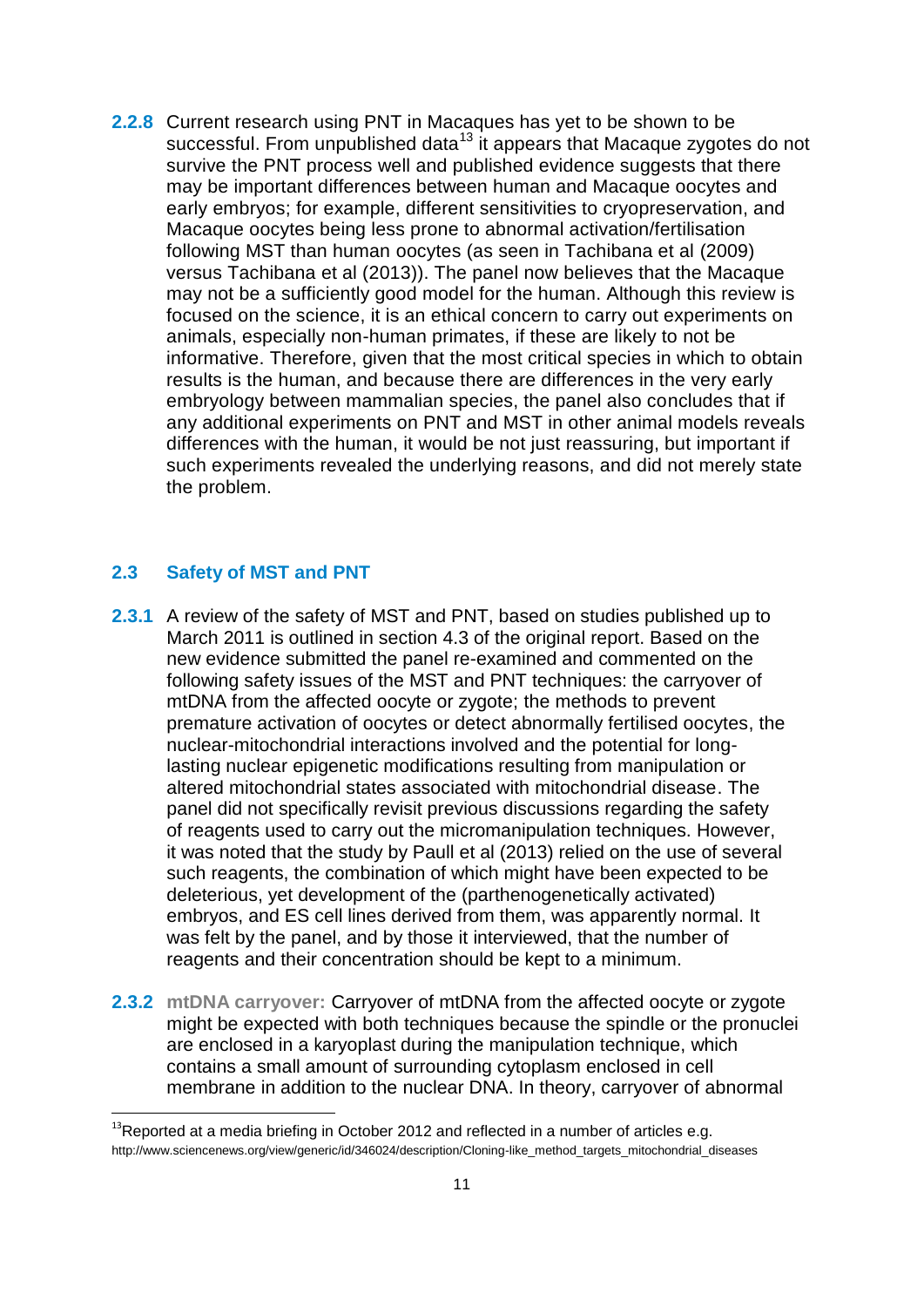**2.2.8** Current research using PNT in Macaques has yet to be shown to be successful. From unpublished data[13] it appears that Macaque zygotes do not survive the PNT process well and published evidence suggests that there may be important differences between human and Macaque oocytes and early embryos; for example, different sensitivities to cryopreservation, and Macaque oocytes being less prone to abnormal activation/fertilisation following MST than human oocytes (as seen in Tachibana et al (2009) versus Tachibana et al (2013)). The panel now believes that the Macaque may not be a sufficiently good model for the human. Although this review is focused on the science, it is an ethical concern to carry out experiments on animals, especially non-human primates, if these are likely to not be informative. Therefore, given that the most critical species in which to obtain results is the human, and because there are differences in the very early embryology between mammalian species, the panel also concludes that if any additional experiments on PNT and MST in other animal models reveals differences with the human, it would be not just reassuring, but important if such experiments revealed the underlying reasons, and did not merely state the problem.

## 2.3 Safety of MST and PNT

**2.3.1** A review of the safety of MST and PNT, based on studies published up to March 2011 is outlined in section 4.3 of the original report. Based on the new evidence submitted the panel re-examined and commented on the following safety issues of the MST and PNT techniques: the carryover of mtDNA from the affected oocyte or zygote; the methods to prevent premature activation of oocytes or detect abnormally fertilised oocytes, the nuclear-mitochondrial interactions involved and the potential for long-lasting nuclear epigenetic modifications resulting from manipulation or altered mitochondrial states associated with mitochondrial disease. The panel did not specifically revisit previous discussions regarding the safety of reagents used to carry out the micromanipulation techniques. However, it was noted that the study by Paull et al (2013) relied on the use of several such reagents, the combination of which might have been expected to be deleterious, yet development of the (parthenogenetically activated) embryos, and ES cell lines derived from them, was apparently normal. It was felt by the panel, and by those it interviewed, that the number of reagents and their concentration should be kept to a minimum.

**2.3.2** **mtDNA carryover:** Carryover of mtDNA from the affected oocyte or zygote might be expected with both techniques because the spindle or the pronuclei are enclosed in a karyoplast during the manipulation technique, which contains a small amount of surrounding cytoplasm enclosed in cell membrane in addition to the nuclear DNA. In theory, carryover of abnormal

[13] Reported at a media briefing in October 2012 and reflected in a number of articles e.g. http://www.sciencenews.org/view/generic/id/346024/description/Cloning-like_method_targets_mitochondrial_diseases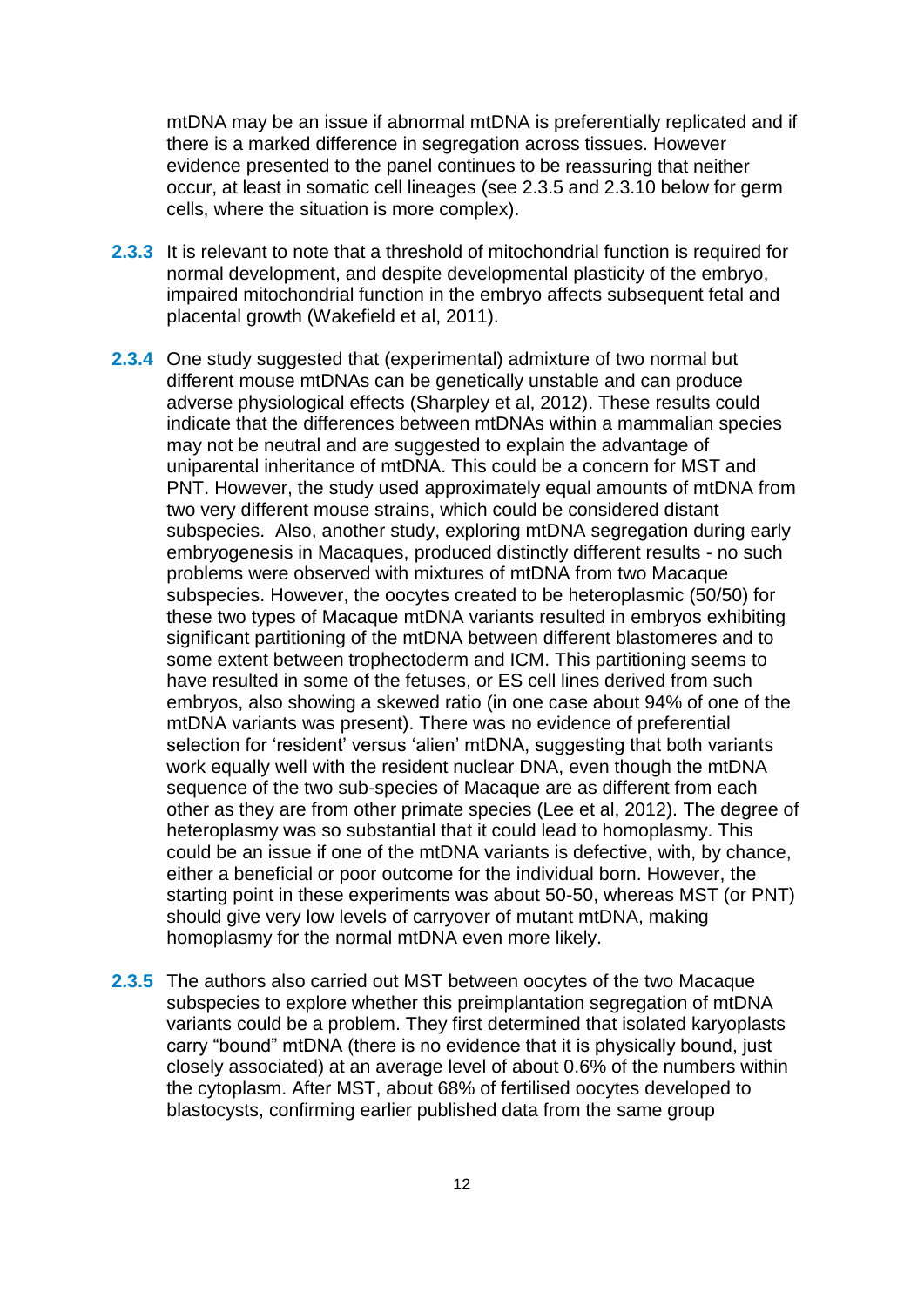mtDNA may be an issue if abnormal mtDNA is preferentially replicated and if there is a marked difference in segregation across tissues. However evidence presented to the panel continues to be reassuring that neither occur, at least in somatic cell lineages (see 2.3.5 and 2.3.10 below for germ cells, where the situation is more complex).

**2.3.3** It is relevant to note that a threshold of mitochondrial function is required for normal development, and despite developmental plasticity of the embryo, impaired mitochondrial function in the embryo affects subsequent fetal and placental growth (Wakefield et al, 2011).

**2.3.4** One study suggested that (experimental) admixture of two normal but different mouse mtDNAs can be genetically unstable and can produce adverse physiological effects (Sharpley et al, 2012). These results could indicate that the differences between mtDNAs within a mammalian species may not be neutral and are suggested to explain the advantage of uniparental inheritance of mtDNA. This could be a concern for MST and PNT. However, the study used approximately equal amounts of mtDNA from two very different mouse strains, which could be considered distant subspecies. Also, another study, exploring mtDNA segregation during early embryogenesis in Macaques, produced distinctly different results - no such problems were observed with mixtures of mtDNA from two Macaque subspecies. However, the oocytes created to be heteroplasmic (50/50) for these two types of Macaque mtDNA variants resulted in embryos exhibiting significant partitioning of the mtDNA between different blastomeres and to some extent between trophectoderm and ICM. This partitioning seems to have resulted in some of the fetuses, or ES cell lines derived from such embryos, also showing a skewed ratio (in one case about 94% of one of the mtDNA variants was present). There was no evidence of preferential selection for 'resident' versus 'alien' mtDNA, suggesting that both variants work equally well with the resident nuclear DNA, even though the mtDNA sequence of the two sub-species of Macaque are as different from each other as they are from other primate species (Lee et al, 2012). The degree of heteroplasmy was so substantial that it could lead to homoplasmy. This could be an issue if one of the mtDNA variants is defective, with, by chance, either a beneficial or poor outcome for the individual born. However, the starting point in these experiments was about 50-50, whereas MST (or PNT) should give very low levels of carryover of mutant mtDNA, making homoplasmy for the normal mtDNA even more likely.

**2.3.5** The authors also carried out MST between oocytes of the two Macaque subspecies to explore whether this preimplantation segregation of mtDNA variants could be a problem. They first determined that isolated karyoplasts carry "bound" mtDNA (there is no evidence that it is physically bound, just closely associated) at an average level of about 0.6% of the numbers within the cytoplasm. After MST, about 68% of fertilised oocytes developed to blastocysts, confirming earlier published data from the same group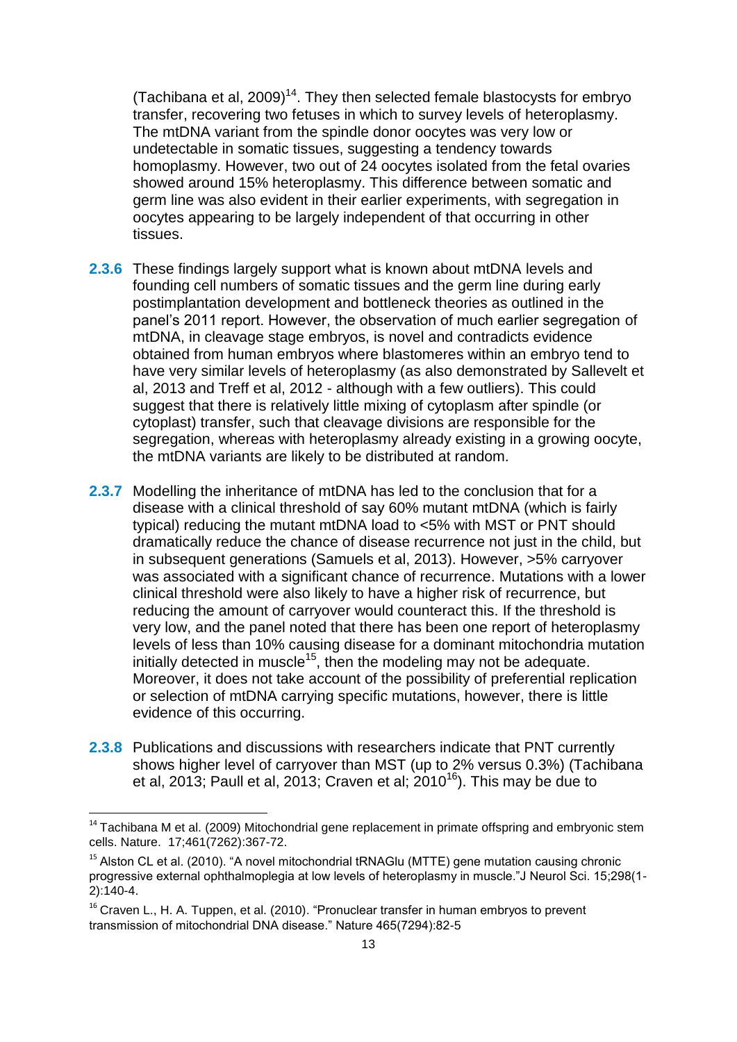(Tachibana et al, 2009)[14]. They then selected female blastocysts for embryo transfer, recovering two fetuses in which to survey levels of heteroplasmy. The mtDNA variant from the spindle donor oocytes was very low or undetectable in somatic tissues, suggesting a tendency towards homoplasmy. However, two out of 24 oocytes isolated from the fetal ovaries showed around 15% heteroplasmy. This difference between somatic and germ line was also evident in their earlier experiments, with segregation in oocytes appearing to be largely independent of that occurring in other tissues.

**2.3.6** These findings largely support what is known about mtDNA levels and founding cell numbers of somatic tissues and the germ line during early postimplantation development and bottleneck theories as outlined in the panel's 2011 report. However, the observation of much earlier segregation of mtDNA, in cleavage stage embryos, is novel and contradicts evidence obtained from human embryos where blastomeres within an embryo tend to have very similar levels of heteroplasmy (as also demonstrated by Sallevelt et al, 2013 and Treff et al, 2012 - although with a few outliers). This could suggest that there is relatively little mixing of cytoplasm after spindle (or cytoplast) transfer, such that cleavage divisions are responsible for the segregation, whereas with heteroplasmy already existing in a growing oocyte, the mtDNA variants are likely to be distributed at random.

**2.3.7** Modelling the inheritance of mtDNA has led to the conclusion that for a disease with a clinical threshold of say 60% mutant mtDNA (which is fairly typical) reducing the mutant mtDNA load to <5% with MST or PNT should dramatically reduce the chance of disease recurrence not just in the child, but in subsequent generations (Samuels et al, 2013). However, >5% carryover was associated with a significant chance of recurrence. Mutations with a lower clinical threshold were also likely to have a higher risk of recurrence, but reducing the amount of carryover would counteract this. If the threshold is very low, and the panel noted that there has been one report of heteroplasmy levels of less than 10% causing disease for a dominant mitochondria mutation initially detected in muscle[15], then the modeling may not be adequate. Moreover, it does not take account of the possibility of preferential replication or selection of mtDNA carrying specific mutations, however, there is little evidence of this occurring.

**2.3.8** Publications and discussions with researchers indicate that PNT currently shows higher level of carryover than MST (up to 2% versus 0.3%) (Tachibana et al, 2013; Paull et al, 2013; Craven et al; 2010[16]). This may be due to

---

[14] Tachibana M et al. (2009) Mitochondrial gene replacement in primate offspring and embryonic stem cells. Nature. 17;461(7262):367-72.

[15] Alston CL et al. (2010). "A novel mitochondrial tRNAGlu (MTTE) gene mutation causing chronic progressive external ophthalmoplegia at low levels of heteroplasmy in muscle."J Neurol Sci. 15;298(1-2):140-4.

[16] Craven L., H. A. Tuppen, et al. (2010). "Pronuclear transfer in human embryos to prevent transmission of mitochondrial DNA disease." Nature 465(7294):82-5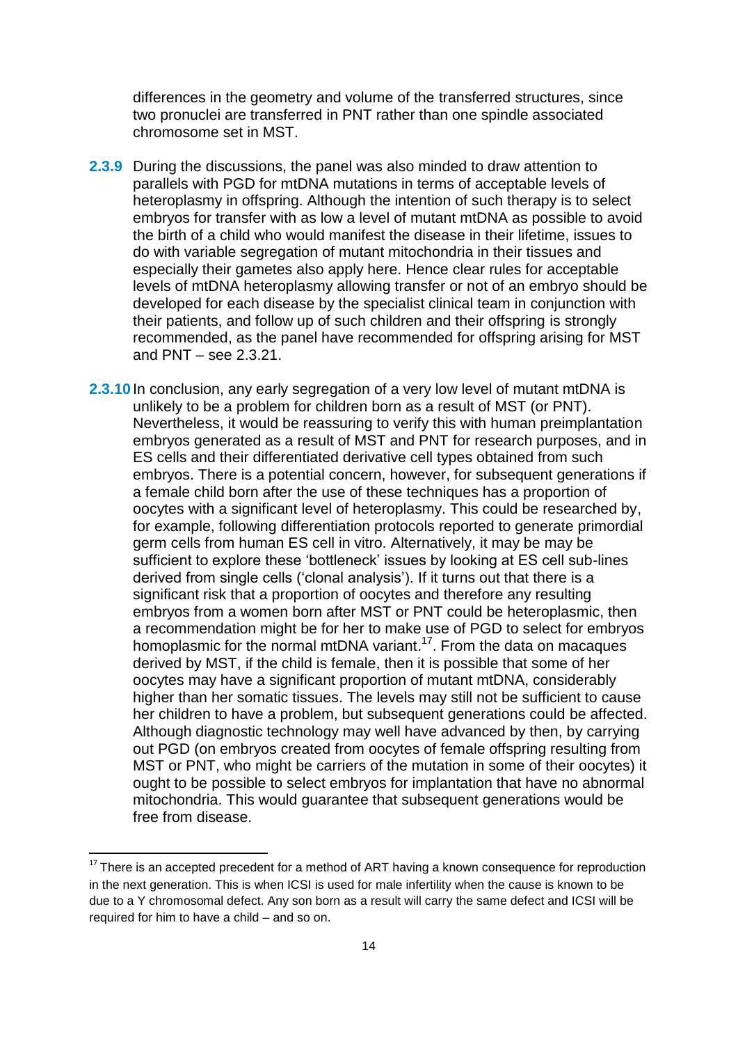differences in the geometry and volume of the transferred structures, since two pronuclei are transferred in PNT rather than one spindle associated chromosome set in MST.

**2.3.9** During the discussions, the panel was also minded to draw attention to parallels with PGD for mtDNA mutations in terms of acceptable levels of heteroplasmy in offspring. Although the intention of such therapy is to select embryos for transfer with as low a level of mutant mtDNA as possible to avoid the birth of a child who would manifest the disease in their lifetime, issues to do with variable segregation of mutant mitochondria in their tissues and especially their gametes also apply here. Hence clear rules for acceptable levels of mtDNA heteroplasmy allowing transfer or not of an embryo should be developed for each disease by the specialist clinical team in conjunction with their patients, and follow up of such children and their offspring is strongly recommended, as the panel have recommended for offspring arising for MST and PNT – see 2.3.21.

**2.3.10** In conclusion, any early segregation of a very low level of mutant mtDNA is unlikely to be a problem for children born as a result of MST (or PNT). Nevertheless, it would be reassuring to verify this with human preimplantation embryos generated as a result of MST and PNT for research purposes, and in ES cells and their differentiated derivative cell types obtained from such embryos. There is a potential concern, however, for subsequent generations if a female child born after the use of these techniques has a proportion of oocytes with a significant level of heteroplasmy. This could be researched by, for example, following differentiation protocols reported to generate primordial germ cells from human ES cell in vitro. Alternatively, it may be may be sufficient to explore these 'bottleneck' issues by looking at ES cell sub-lines derived from single cells ('clonal analysis'). If it turns out that there is a significant risk that a proportion of oocytes and therefore any resulting embryos from a women born after MST or PNT could be heteroplasmic, then a recommendation might be for her to make use of PGD to select for embryos homoplasmic for the normal mtDNA variant.[17]. From the data on macaques derived by MST, if the child is female, then it is possible that some of her oocytes may have a significant proportion of mutant mtDNA, considerably higher than her somatic tissues. The levels may still not be sufficient to cause her children to have a problem, but subsequent generations could be affected. Although diagnostic technology may well have advanced by then, by carrying out PGD (on embryos created from oocytes of female offspring resulting from MST or PNT, who might be carriers of the mutation in some of their oocytes) it ought to be possible to select embryos for implantation that have no abnormal mitochondria. This would guarantee that subsequent generations would be free from disease.

---

[17] There is an accepted precedent for a method of ART having a known consequence for reproduction in the next generation. This is when ICSI is used for male infertility when the cause is known to be due to a Y chromosomal defect. Any son born as a result will carry the same defect and ICSI will be required for him to have a child – and so on.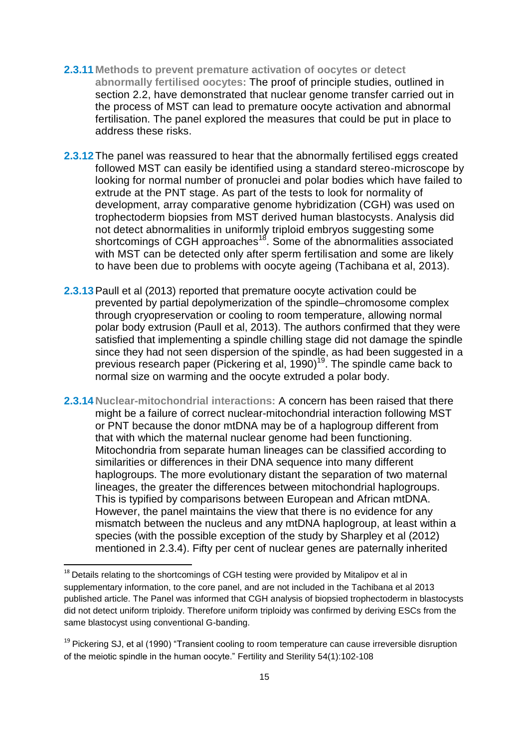**2.3.11 Methods to prevent premature activation of oocytes or detect abnormally fertilised oocytes:** The proof of principle studies, outlined in section 2.2, have demonstrated that nuclear genome transfer carried out in the process of MST can lead to premature oocyte activation and abnormal fertilisation. The panel explored the measures that could be put in place to address these risks.

**2.3.12** The panel was reassured to hear that the abnormally fertilised eggs created followed MST can easily be identified using a standard stereo-microscope by looking for normal number of pronuclei and polar bodies which have failed to extrude at the PNT stage. As part of the tests to look for normality of development, array comparative genome hybridization (CGH) was used on trophectoderm biopsies from MST derived human blastocysts. Analysis did not detect abnormalities in uniformly triploid embryos suggesting some shortcomings of CGH approaches[18]. Some of the abnormalities associated with MST can be detected only after sperm fertilisation and some are likely to have been due to problems with oocyte ageing (Tachibana et al, 2013).

**2.3.13** Paull et al (2013) reported that premature oocyte activation could be prevented by partial depolymerization of the spindle–chromosome complex through cryopreservation or cooling to room temperature, allowing normal polar body extrusion (Paull et al, 2013). The authors confirmed that they were satisfied that implementing a spindle chilling stage did not damage the spindle since they had not seen dispersion of the spindle, as had been suggested in a previous research paper (Pickering et al, 1990)[19]. The spindle came back to normal size on warming and the oocyte extruded a polar body.

**2.3.14 Nuclear-mitochondrial interactions:** A concern has been raised that there might be a failure of correct nuclear-mitochondrial interaction following MST or PNT because the donor mtDNA may be of a haplogroup different from that with which the maternal nuclear genome had been functioning. Mitochondria from separate human lineages can be classified according to similarities or differences in their DNA sequence into many different haplogroups. The more evolutionary distant the separation of two maternal lineages, the greater the differences between mitochondrial haplogroups. This is typified by comparisons between European and African mtDNA. However, the panel maintains the view that there is no evidence for any mismatch between the nucleus and any mtDNA haplogroup, at least within a species (with the possible exception of the study by Sharpley et al (2012) mentioned in 2.3.4). Fifty per cent of nuclear genes are paternally inherited

---

[18] Details relating to the shortcomings of CGH testing were provided by Mitalipov et al in supplementary information, to the core panel, and are not included in the Tachibana et al 2013 published article. The Panel was informed that CGH analysis of biopsied trophectoderm in blastocysts did not detect uniform triploidy. Therefore uniform triploidy was confirmed by deriving ESCs from the same blastocyst using conventional G-banding.

[19] Pickering SJ, et al (1990) "Transient cooling to room temperature can cause irreversible disruption of the meiotic spindle in the human oocyte." Fertility and Sterility 54(1):102-108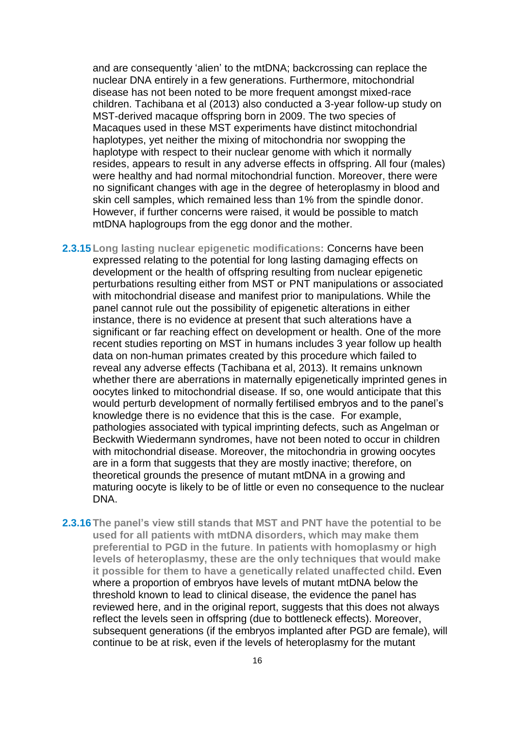and are consequently ‘alien’ to the mtDNA; backcrossing can replace the nuclear DNA entirely in a few generations. Furthermore, mitochondrial disease has not been noted to be more frequent amongst mixed-race children. Tachibana et al (2013) also conducted a 3-year follow-up study on MST-derived macaque offspring born in 2009. The two species of Macaques used in these MST experiments have distinct mitochondrial haplotypes, yet neither the mixing of mitochondria nor swopping the haplotype with respect to their nuclear genome with which it normally resides, appears to result in any adverse effects in offspring. All four (males) were healthy and had normal mitochondrial function. Moreover, there were no significant changes with age in the degree of heteroplasmy in blood and skin cell samples, which remained less than 1% from the spindle donor. However, if further concerns were raised, it would be possible to match mtDNA haplogroups from the egg donor and the mother.

**2.3.15** **Long lasting nuclear epigenetic modifications:** Concerns have been expressed relating to the potential for long lasting damaging effects on development or the health of offspring resulting from nuclear epigenetic perturbations resulting either from MST or PNT manipulations or associated with mitochondrial disease and manifest prior to manipulations. While the panel cannot rule out the possibility of epigenetic alterations in either instance, there is no evidence at present that such alterations have a significant or far reaching effect on development or health. One of the more recent studies reporting on MST in humans includes 3 year follow up health data on non-human primates created by this procedure which failed to reveal any adverse effects (Tachibana et al, 2013). It remains unknown whether there are aberrations in maternally epigenetically imprinted genes in oocytes linked to mitochondrial disease. If so, one would anticipate that this would perturb development of normally fertilised embryos and to the panel’s knowledge there is no evidence that this is the case. For example, pathologies associated with typical imprinting defects, such as Angelman or Beckwith Wiedermann syndromes, have not been noted to occur in children with mitochondrial disease. Moreover, the mitochondria in growing oocytes are in a form that suggests that they are mostly inactive; therefore, on theoretical grounds the presence of mutant mtDNA in a growing and maturing oocyte is likely to be of little or even no consequence to the nuclear DNA.

**2.3.16** **The panel’s view still stands that MST and PNT have the potential to be used for all patients with mtDNA disorders, which may make them preferential to PGD in the future**. **In patients with homoplasmy or high levels of heteroplasmy, these are the only techniques that would make it possible for them to have a genetically related unaffected child.** Even where a proportion of embryos have levels of mutant mtDNA below the threshold known to lead to clinical disease, the evidence the panel has reviewed here, and in the original report, suggests that this does not always reflect the levels seen in offspring (due to bottleneck effects). Moreover, subsequent generations (if the embryos implanted after PGD are female), will continue to be at risk, even if the levels of heteroplasmy for the mutant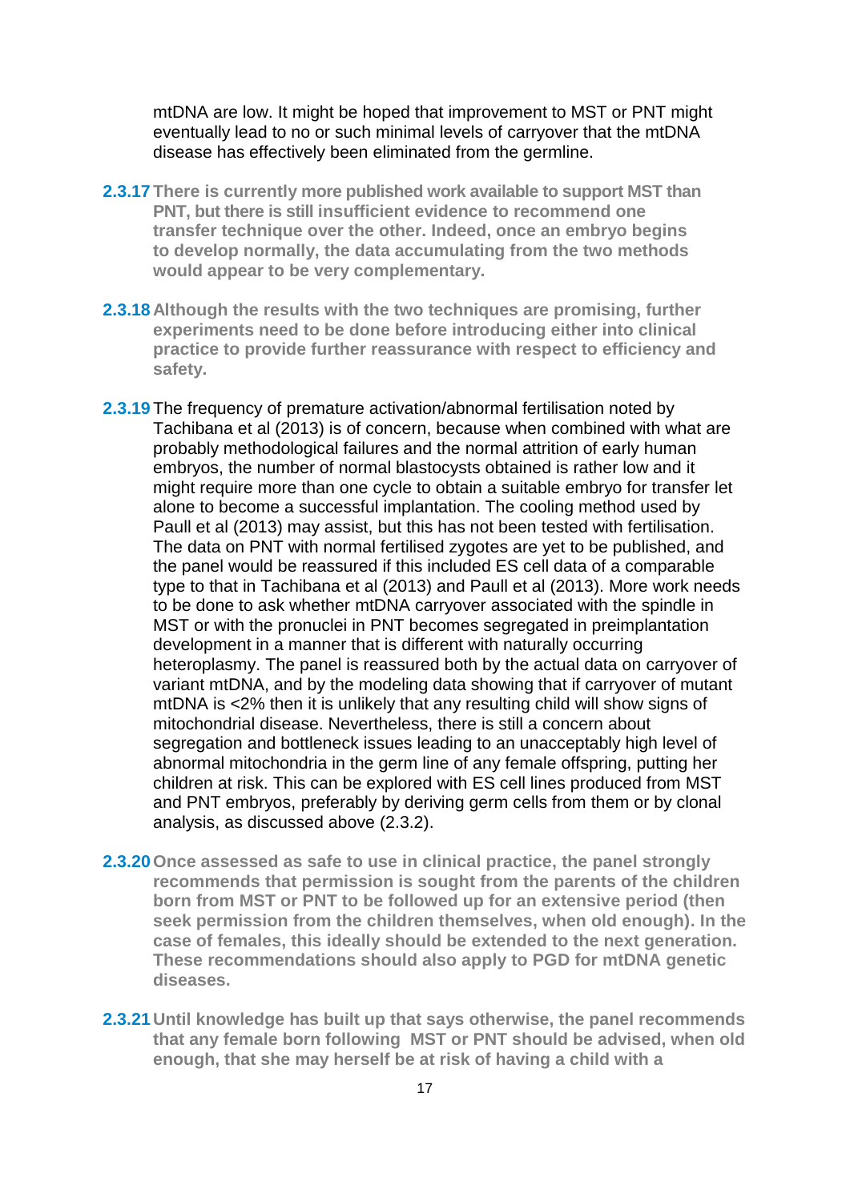mtDNA are low. It might be hoped that improvement to MST or PNT might eventually lead to no or such minimal levels of carryover that the mtDNA disease has effectively been eliminated from the germline.

**2.3.17** **There is currently more published work available to support MST than PNT, but there is still insufficient evidence to recommend one transfer technique over the other. Indeed, once an embryo begins to develop normally, the data accumulating from the two methods would appear to be very complementary.**

**2.3.18** **Although the results with the two techniques are promising, further experiments need to be done before introducing either into clinical practice to provide further reassurance with respect to efficiency and safety.**

**2.3.19** The frequency of premature activation/abnormal fertilisation noted by Tachibana et al (2013) is of concern, because when combined with what are probably methodological failures and the normal attrition of early human embryos, the number of normal blastocysts obtained is rather low and it might require more than one cycle to obtain a suitable embryo for transfer let alone to become a successful implantation. The cooling method used by Paull et al (2013) may assist, but this has not been tested with fertilisation. The data on PNT with normal fertilised zygotes are yet to be published, and the panel would be reassured if this included ES cell data of a comparable type to that in Tachibana et al (2013) and Paull et al (2013). More work needs to be done to ask whether mtDNA carryover associated with the spindle in MST or with the pronuclei in PNT becomes segregated in preimplantation development in a manner that is different with naturally occurring heteroplasmy. The panel is reassured both by the actual data on carryover of variant mtDNA, and by the modeling data showing that if carryover of mutant mtDNA is <2% then it is unlikely that any resulting child will show signs of mitochondrial disease. Nevertheless, there is still a concern about segregation and bottleneck issues leading to an unacceptably high level of abnormal mitochondria in the germ line of any female offspring, putting her children at risk. This can be explored with ES cell lines produced from MST and PNT embryos, preferably by deriving germ cells from them or by clonal analysis, as discussed above (2.3.2).

**2.3.20** **Once assessed as safe to use in clinical practice, the panel strongly recommends that permission is sought from the parents of the children born from MST or PNT to be followed up for an extensive period (then seek permission from the children themselves, when old enough). In the case of females, this ideally should be extended to the next generation. These recommendations should also apply to PGD for mtDNA genetic diseases.**

**2.3.21** **Until knowledge has built up that says otherwise, the panel recommends that any female born following MST or PNT should be advised, when old enough, that she may herself be at risk of having a child with a**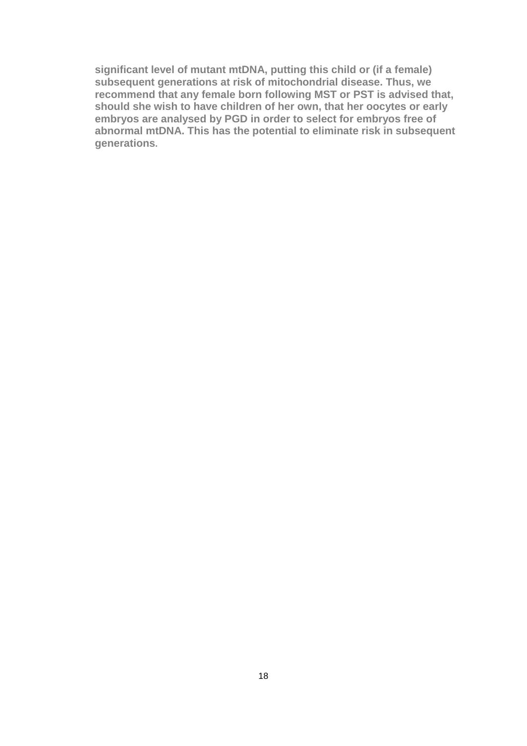**significant level of mutant mtDNA, putting this child or (if a female) subsequent generations at risk of mitochondrial disease. Thus, we recommend that any female born following MST or PST is advised that, should she wish to have children of her own, that her oocytes or early embryos are analysed by PGD in order to select for embryos free of abnormal mtDNA. This has the potential to eliminate risk in subsequent generations.**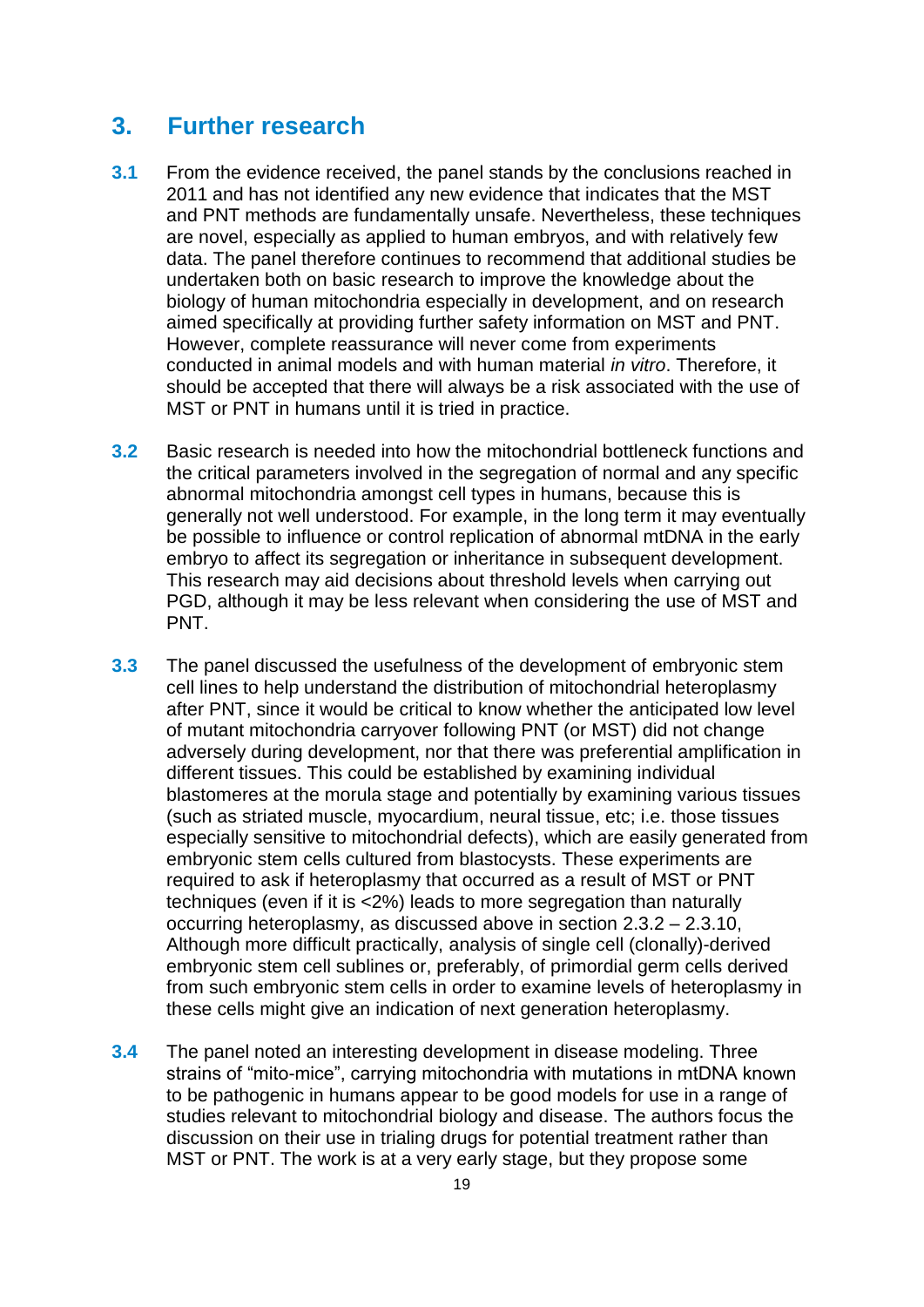## 3. Further research

**3.1** From the evidence received, the panel stands by the conclusions reached in 2011 and has not identified any new evidence that indicates that the MST and PNT methods are fundamentally unsafe. Nevertheless, these techniques are novel, especially as applied to human embryos, and with relatively few data. The panel therefore continues to recommend that additional studies be undertaken both on basic research to improve the knowledge about the biology of human mitochondria especially in development, and on research aimed specifically at providing further safety information on MST and PNT. However, complete reassurance will never come from experiments conducted in animal models and with human material *in vitro*. Therefore, it should be accepted that there will always be a risk associated with the use of MST or PNT in humans until it is tried in practice.

**3.2** Basic research is needed into how the mitochondrial bottleneck functions and the critical parameters involved in the segregation of normal and any specific abnormal mitochondria amongst cell types in humans, because this is generally not well understood. For example, in the long term it may eventually be possible to influence or control replication of abnormal mtDNA in the early embryo to affect its segregation or inheritance in subsequent development. This research may aid decisions about threshold levels when carrying out PGD, although it may be less relevant when considering the use of MST and PNT.

**3.3** The panel discussed the usefulness of the development of embryonic stem cell lines to help understand the distribution of mitochondrial heteroplasmy after PNT, since it would be critical to know whether the anticipated low level of mutant mitochondria carryover following PNT (or MST) did not change adversely during development, nor that there was preferential amplification in different tissues. This could be established by examining individual blastomeres at the morula stage and potentially by examining various tissues (such as striated muscle, myocardium, neural tissue, etc; i.e. those tissues especially sensitive to mitochondrial defects), which are easily generated from embryonic stem cells cultured from blastocysts. These experiments are required to ask if heteroplasmy that occurred as a result of MST or PNT techniques (even if it is <2%) leads to more segregation than naturally occurring heteroplasmy, as discussed above in section 2.3.2 – 2.3.10, Although more difficult practically, analysis of single cell (clonally)-derived embryonic stem cell sublines or, preferably, of primordial germ cells derived from such embryonic stem cells in order to examine levels of heteroplasmy in these cells might give an indication of next generation heteroplasmy.

**3.4** The panel noted an interesting development in disease modeling. Three strains of "mito-mice", carrying mitochondria with mutations in mtDNA known to be pathogenic in humans appear to be good models for use in a range of studies relevant to mitochondrial biology and disease. The authors focus the discussion on their use in trialing drugs for potential treatment rather than MST or PNT. The work is at a very early stage, but they propose some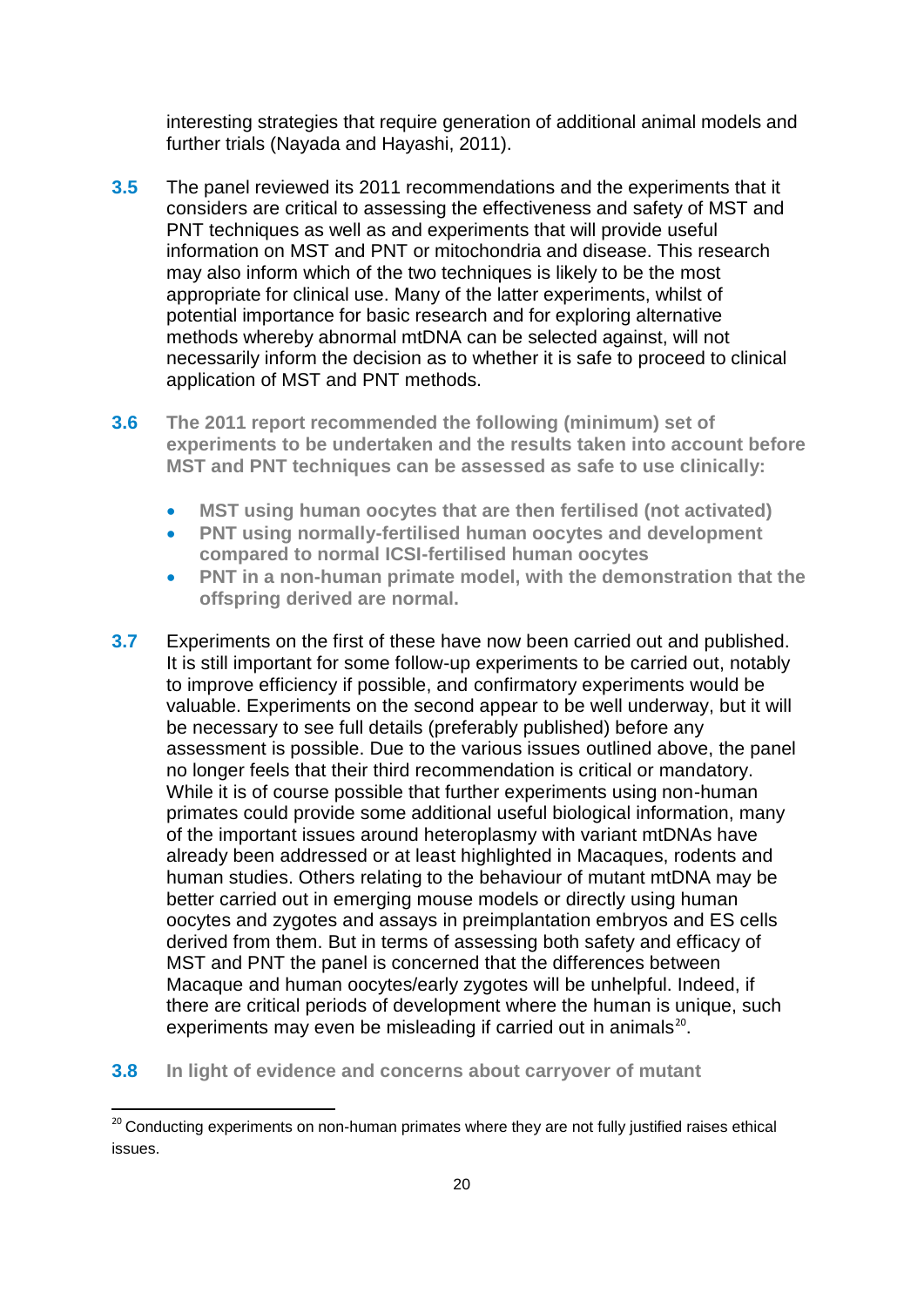interesting strategies that require generation of additional animal models and further trials (Nayada and Hayashi, 2011).

**3.5** The panel reviewed its 2011 recommendations and the experiments that it considers are critical to assessing the effectiveness and safety of MST and PNT techniques as well as and experiments that will provide useful information on MST and PNT or mitochondria and disease. This research may also inform which of the two techniques is likely to be the most appropriate for clinical use. Many of the latter experiments, whilst of potential importance for basic research and for exploring alternative methods whereby abnormal mtDNA can be selected against, will not necessarily inform the decision as to whether it is safe to proceed to clinical application of MST and PNT methods.

**3.6** **The 2011 report recommended the following (minimum) set of experiments to be undertaken and the results taken into account before MST and PNT techniques can be assessed as safe to use clinically:**

- **MST using human oocytes that are then fertilised (not activated)**
- **PNT using normally-fertilised human oocytes and development compared to normal ICSI-fertilised human oocytes**
- **PNT in a non-human primate model, with the demonstration that the offspring derived are normal.**

**3.7** Experiments on the first of these have now been carried out and published. It is still important for some follow-up experiments to be carried out, notably to improve efficiency if possible, and confirmatory experiments would be valuable. Experiments on the second appear to be well underway, but it will be necessary to see full details (preferably published) before any assessment is possible. Due to the various issues outlined above, the panel no longer feels that their third recommendation is critical or mandatory. While it is of course possible that further experiments using non-human primates could provide some additional useful biological information, many of the important issues around heteroplasmy with variant mtDNAs have already been addressed or at least highlighted in Macaques, rodents and human studies. Others relating to the behaviour of mutant mtDNA may be better carried out in emerging mouse models or directly using human oocytes and zygotes and assays in preimplantation embryos and ES cells derived from them. But in terms of assessing both safety and efficacy of MST and PNT the panel is concerned that the differences between Macaque and human oocytes/early zygotes will be unhelpful. Indeed, if there are critical periods of development where the human is unique, such experiments may even be misleading if carried out in animals[20].

**3.8** **In light of evidence and concerns about carryover of mutant**

---

[20] Conducting experiments on non-human primates where they are not fully justified raises ethical issues.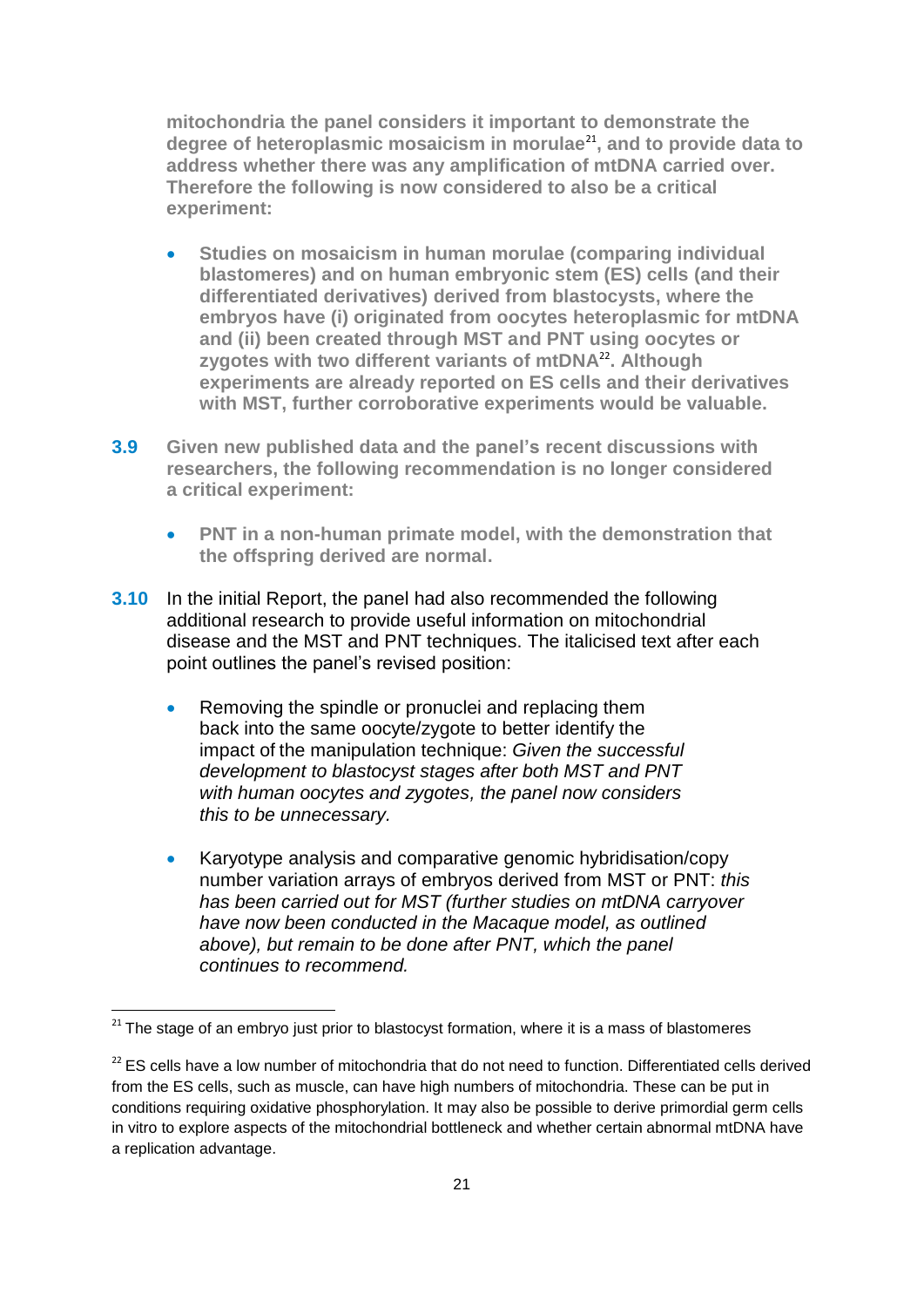**mitochondria the panel considers it important to demonstrate the degree of heteroplasmic mosaicism in morulae[21], and to provide data to address whether there was any amplification of mtDNA carried over. Therefore the following is now considered to also be a critical experiment:**

- **Studies on mosaicism in human morulae (comparing individual blastomeres) and on human embryonic stem (ES) cells (and their differentiated derivatives) derived from blastocysts, where the embryos have (i) originated from oocytes heteroplasmic for mtDNA and (ii) been created through MST and PNT using oocytes or zygotes with two different variants of mtDNA[22]. Although experiments are already reported on ES cells and their derivatives with MST, further corroborative experiments would be valuable.**

**3.9** **Given new published data and the panel's recent discussions with researchers, the following recommendation is no longer considered a critical experiment:**

- **PNT in a non-human primate model, with the demonstration that the offspring derived are normal.**

**3.10** In the initial Report, the panel had also recommended the following additional research to provide useful information on mitochondrial disease and the MST and PNT techniques. The italicised text after each point outlines the panel's revised position:

- Removing the spindle or pronuclei and replacing them back into the same oocyte/zygote to better identify the impact of the manipulation technique: *Given the successful development to blastocyst stages after both MST and PNT with human oocytes and zygotes, the panel now considers this to be unnecessary.*

- Karyotype analysis and comparative genomic hybridisation/copy number variation arrays of embryos derived from MST or PNT: *this has been carried out for MST (further studies on mtDNA carryover have now been conducted in the Macaque model, as outlined above), but remain to be done after PNT, which the panel continues to recommend.*

---

[21] The stage of an embryo just prior to blastocyst formation, where it is a mass of blastomeres

[22] ES cells have a low number of mitochondria that do not need to function. Differentiated cells derived from the ES cells, such as muscle, can have high numbers of mitochondria. These can be put in conditions requiring oxidative phosphorylation. It may also be possible to derive primordial germ cells in vitro to explore aspects of the mitochondrial bottleneck and whether certain abnormal mtDNA have a replication advantage.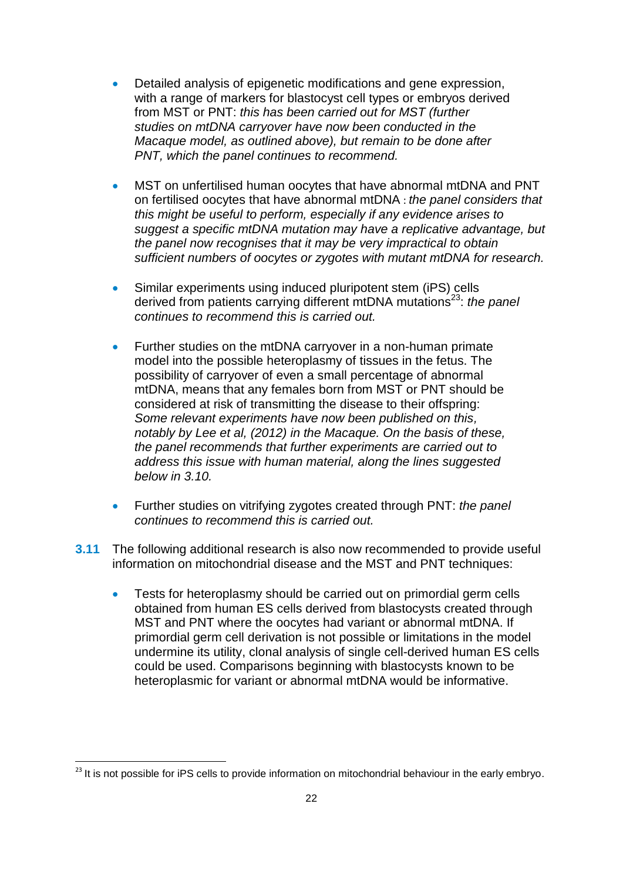- Detailed analysis of epigenetic modifications and gene expression, with a range of markers for blastocyst cell types or embryos derived from MST or PNT: *this has been carried out for MST (further studies on mtDNA carryover have now been conducted in the Macaque model, as outlined above), but remain to be done after PNT, which the panel continues to recommend.*

- MST on unfertilised human oocytes that have abnormal mtDNA and PNT on fertilised oocytes that have abnormal mtDNA : *the panel considers that this might be useful to perform, especially if any evidence arises to suggest a specific mtDNA mutation may have a replicative advantage, but the panel now recognises that it may be very impractical to obtain sufficient numbers of oocytes or zygotes with mutant mtDNA for research.*

- Similar experiments using induced pluripotent stem (iPS) cells derived from patients carrying different mtDNA mutations[23]: *the panel continues to recommend this is carried out.*

- Further studies on the mtDNA carryover in a non-human primate model into the possible heteroplasmy of tissues in the fetus. The possibility of carryover of even a small percentage of abnormal mtDNA, means that any females born from MST or PNT should be considered at risk of transmitting the disease to their offspring: *Some relevant experiments have now been published on this, notably by Lee et al, (2012) in the Macaque. On the basis of these, the panel recommends that further experiments are carried out to address this issue with human material, along the lines suggested below in 3.10.*

- Further studies on vitrifying zygotes created through PNT: *the panel continues to recommend this is carried out.*

**3.11** The following additional research is also now recommended to provide useful information on mitochondrial disease and the MST and PNT techniques:

- Tests for heteroplasmy should be carried out on primordial germ cells obtained from human ES cells derived from blastocysts created through MST and PNT where the oocytes had variant or abnormal mtDNA. If primordial germ cell derivation is not possible or limitations in the model undermine its utility, clonal analysis of single cell-derived human ES cells could be used. Comparisons beginning with blastocysts known to be heteroplasmic for variant or abnormal mtDNA would be informative.

[23] It is not possible for iPS cells to provide information on mitochondrial behaviour in the early embryo.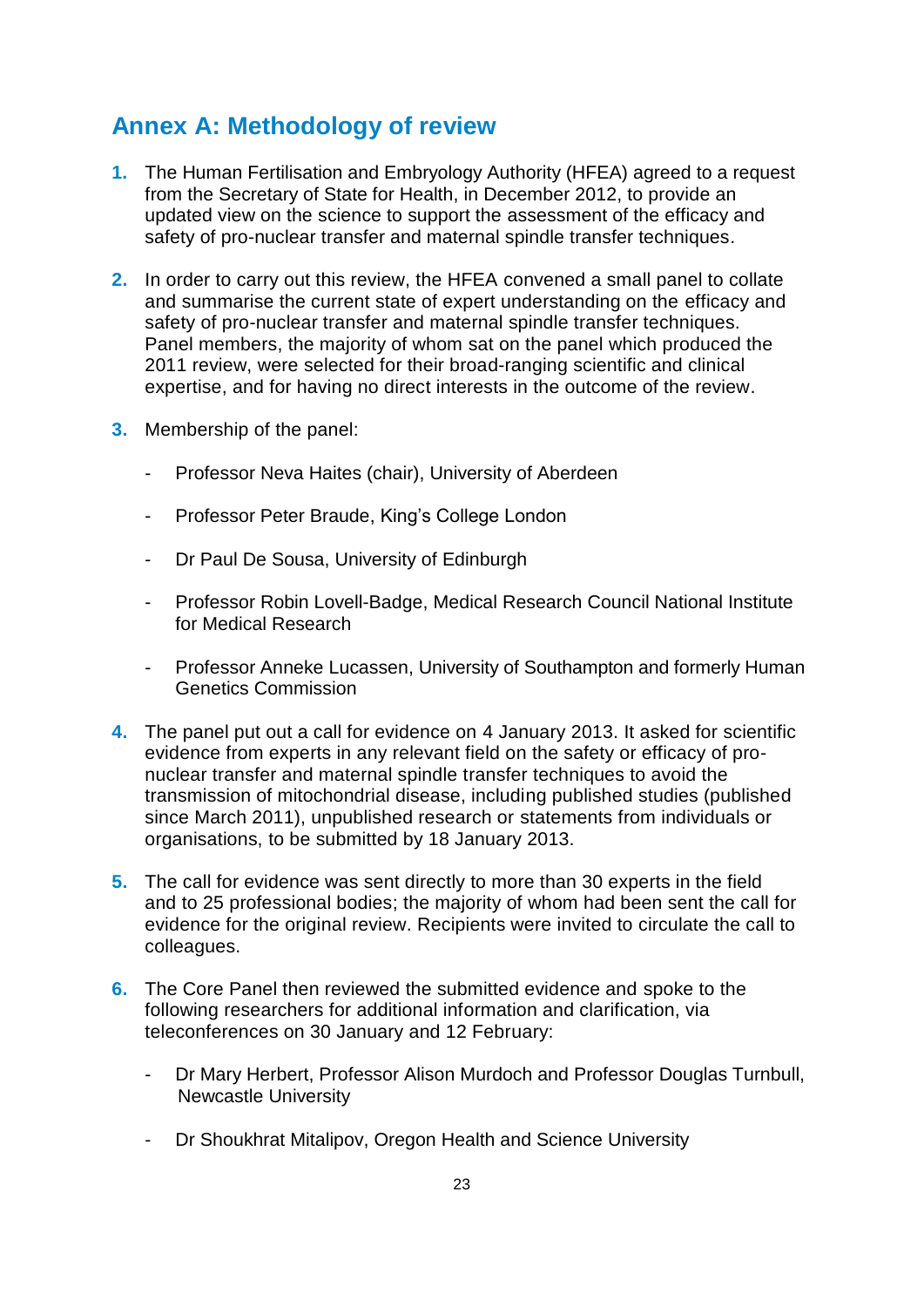## Annex A: Methodology of review

1. The Human Fertilisation and Embryology Authority (HFEA) agreed to a request from the Secretary of State for Health, in December 2012, to provide an updated view on the science to support the assessment of the efficacy and safety of pro-nuclear transfer and maternal spindle transfer techniques.

2. In order to carry out this review, the HFEA convened a small panel to collate and summarise the current state of expert understanding on the efficacy and safety of pro-nuclear transfer and maternal spindle transfer techniques. Panel members, the majority of whom sat on the panel which produced the 2011 review, were selected for their broad-ranging scientific and clinical expertise, and for having no direct interests in the outcome of the review.

3. Membership of the panel:

   - Professor Neva Haites (chair), University of Aberdeen
   - Professor Peter Braude, King's College London
   - Dr Paul De Sousa, University of Edinburgh
   - Professor Robin Lovell-Badge, Medical Research Council National Institute for Medical Research
   - Professor Anneke Lucassen, University of Southampton and formerly Human Genetics Commission

4. The panel put out a call for evidence on 4 January 2013. It asked for scientific evidence from experts in any relevant field on the safety or efficacy of pro-nuclear transfer and maternal spindle transfer techniques to avoid the transmission of mitochondrial disease, including published studies (published since March 2011), unpublished research or statements from individuals or organisations, to be submitted by 18 January 2013.

5. The call for evidence was sent directly to more than 30 experts in the field and to 25 professional bodies; the majority of whom had been sent the call for evidence for the original review. Recipients were invited to circulate the call to colleagues.

6. The Core Panel then reviewed the submitted evidence and spoke to the following researchers for additional information and clarification, via teleconferences on 30 January and 12 February:

   - Dr Mary Herbert, Professor Alison Murdoch and Professor Douglas Turnbull, Newcastle University
   - Dr Shoukhrat Mitalipov, Oregon Health and Science University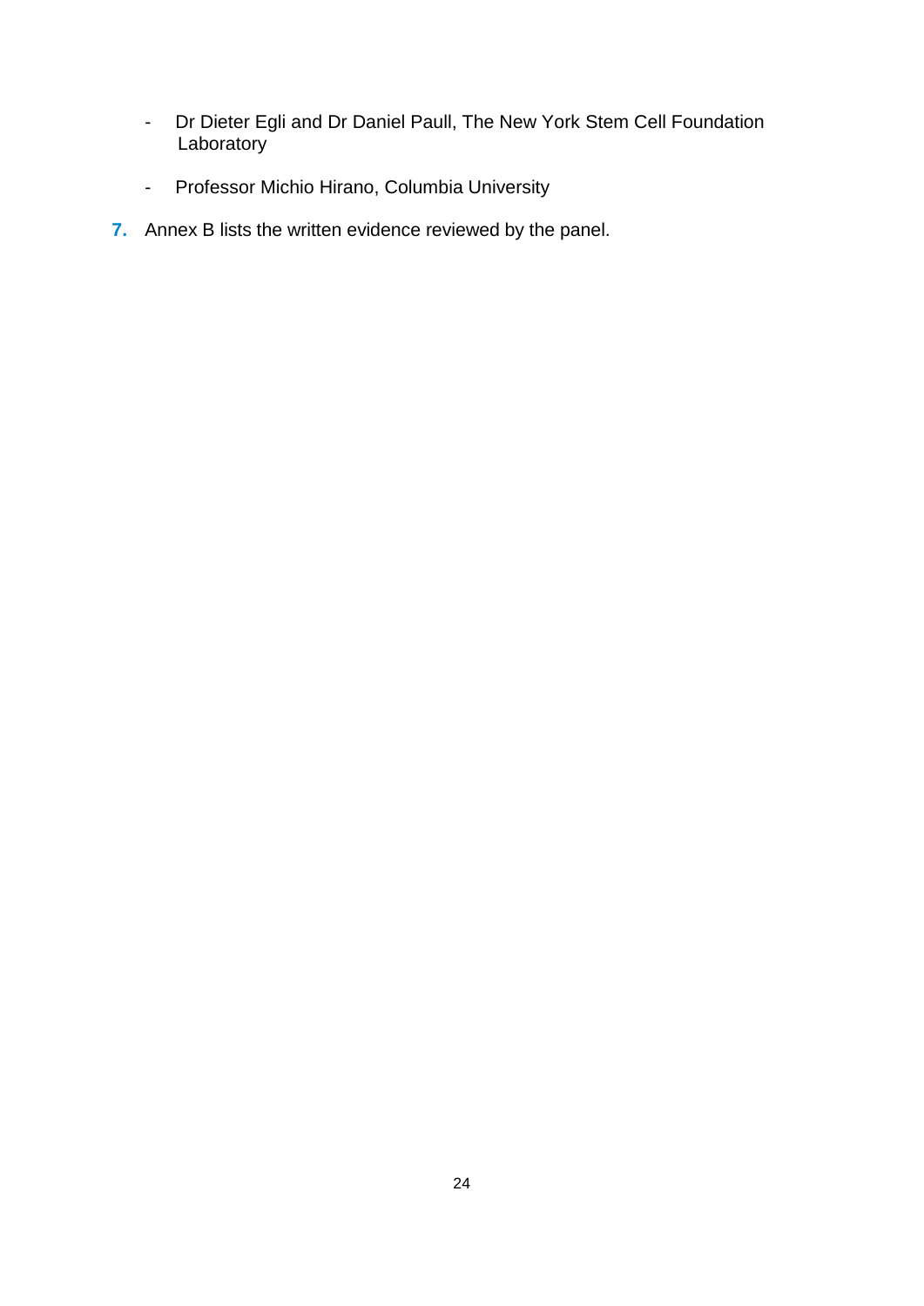- Dr Dieter Egli and Dr Daniel Paull, The New York Stem Cell Foundation Laboratory
- Professor Michio Hirano, Columbia University

7. Annex B lists the written evidence reviewed by the panel.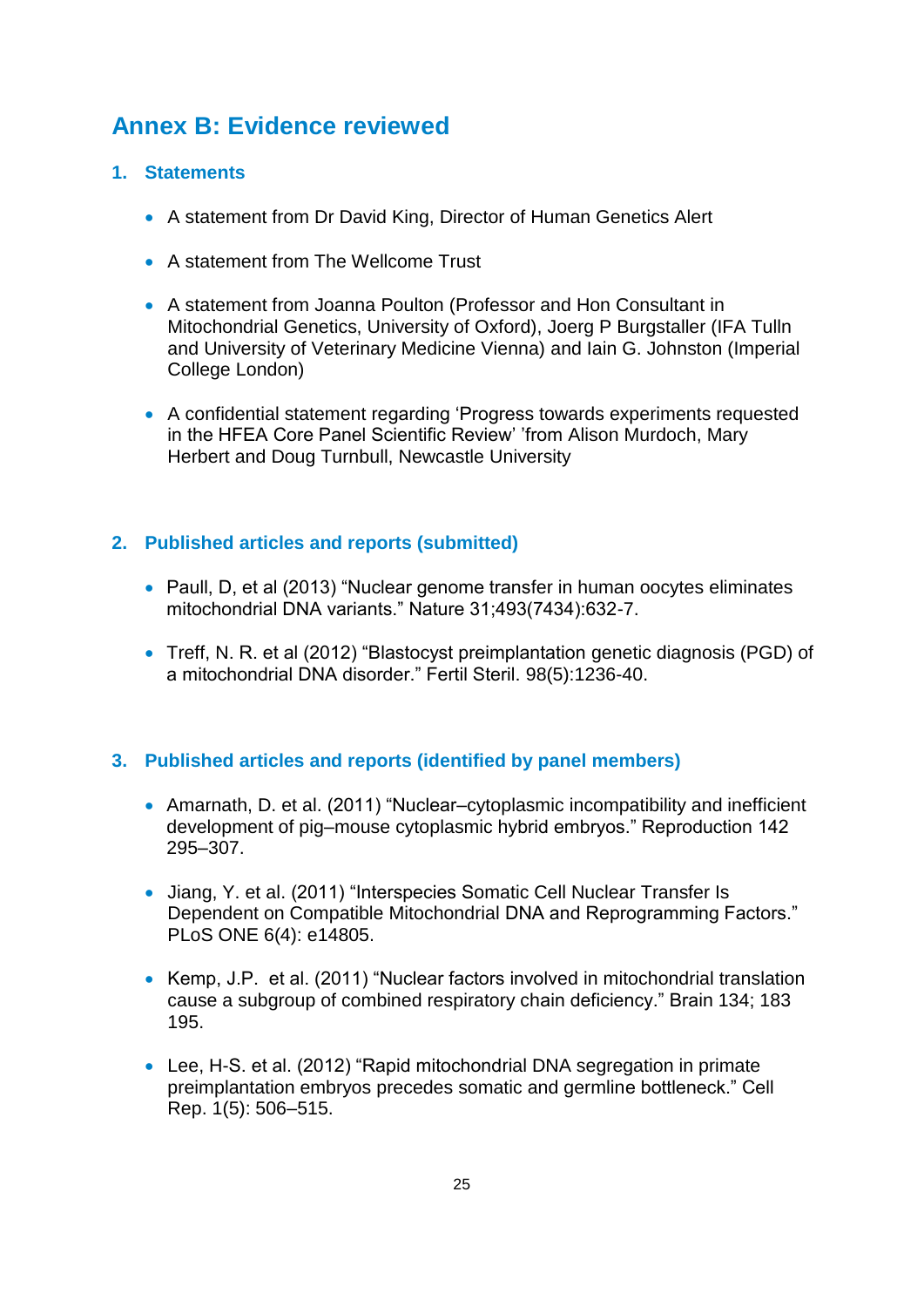# Annex B: Evidence reviewed

## 1. Statements

- A statement from Dr David King, Director of Human Genetics Alert
- A statement from The Wellcome Trust
- A statement from Joanna Poulton (Professor and Hon Consultant in Mitochondrial Genetics, University of Oxford), Joerg P Burgstaller (IFA Tulln and University of Veterinary Medicine Vienna) and Iain G. Johnston (Imperial College London)
- A confidential statement regarding 'Progress towards experiments requested in the HFEA Core Panel Scientific Review' 'from Alison Murdoch, Mary Herbert and Doug Turnbull, Newcastle University

## 2. Published articles and reports (submitted)

- Paull, D, et al (2013) "Nuclear genome transfer in human oocytes eliminates mitochondrial DNA variants." Nature 31;493(7434):632-7.
- Treff, N. R. et al (2012) "Blastocyst preimplantation genetic diagnosis (PGD) of a mitochondrial DNA disorder." Fertil Steril. 98(5):1236-40.

## 3. Published articles and reports (identified by panel members)

- Amarnath, D. et al. (2011) "Nuclear–cytoplasmic incompatibility and inefficient development of pig–mouse cytoplasmic hybrid embryos." Reproduction 142 295–307.
- Jiang, Y. et al. (2011) "Interspecies Somatic Cell Nuclear Transfer Is Dependent on Compatible Mitochondrial DNA and Reprogramming Factors." PLoS ONE 6(4): e14805.
- Kemp, J.P. et al. (2011) "Nuclear factors involved in mitochondrial translation cause a subgroup of combined respiratory chain deficiency." Brain 134; 183 195.
- Lee, H-S. et al. (2012) "Rapid mitochondrial DNA segregation in primate preimplantation embryos precedes somatic and germline bottleneck." Cell Rep. 1(5): 506–515.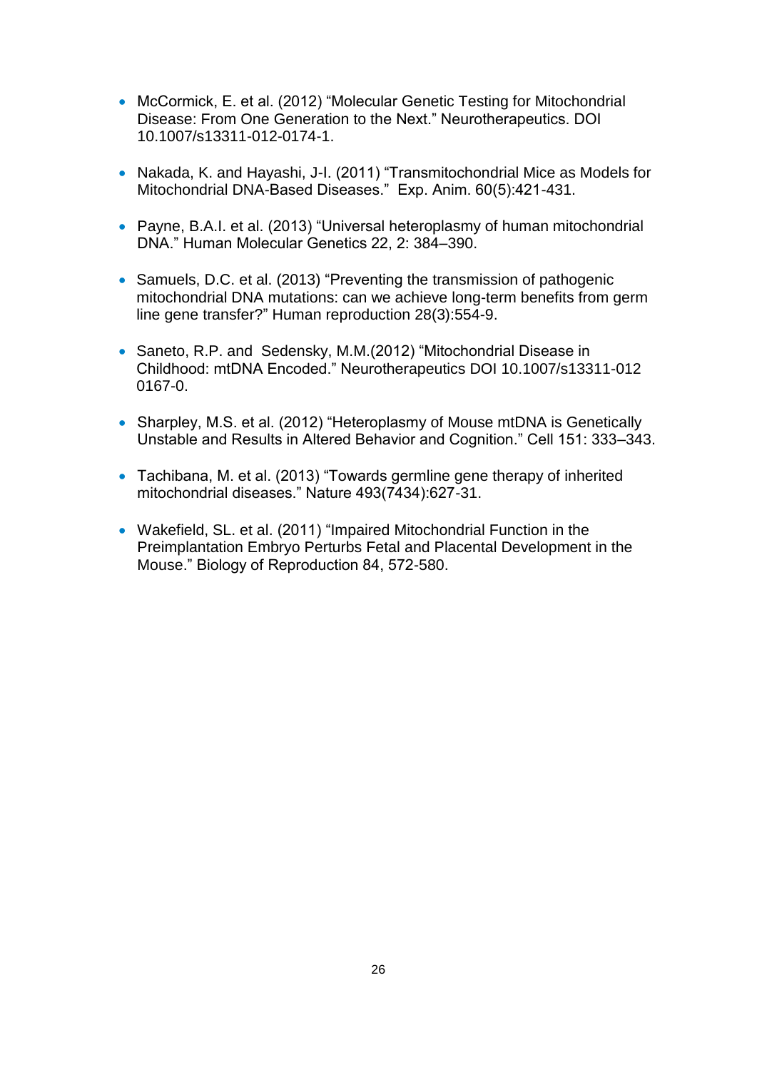- McCormick, E. et al. (2012) “Molecular Genetic Testing for Mitochondrial Disease: From One Generation to the Next.” Neurotherapeutics. DOI 10.1007/s13311-012-0174-1.

- Nakada, K. and Hayashi, J-I. (2011) “Transmitochondrial Mice as Models for Mitochondrial DNA-Based Diseases.” Exp. Anim. 60(5):421-431.

- Payne, B.A.I. et al. (2013) “Universal heteroplasmy of human mitochondrial DNA.” Human Molecular Genetics 22, 2: 384–390.

- Samuels, D.C. et al. (2013) “Preventing the transmission of pathogenic mitochondrial DNA mutations: can we achieve long-term benefits from germ line gene transfer?” Human reproduction 28(3):554-9.

- Saneto, R.P. and Sedensky, M.M.(2012) “Mitochondrial Disease in Childhood: mtDNA Encoded.” Neurotherapeutics DOI 10.1007/s13311-012 0167-0.

- Sharpley, M.S. et al. (2012) “Heteroplasmy of Mouse mtDNA is Genetically Unstable and Results in Altered Behavior and Cognition.” Cell 151: 333–343.

- Tachibana, M. et al. (2013) “Towards germline gene therapy of inherited mitochondrial diseases.” Nature 493(7434):627-31.

- Wakefield, SL. et al. (2011) “Impaired Mitochondrial Function in the Preimplantation Embryo Perturbs Fetal and Placental Development in the Mouse.” Biology of Reproduction 84, 572-580.